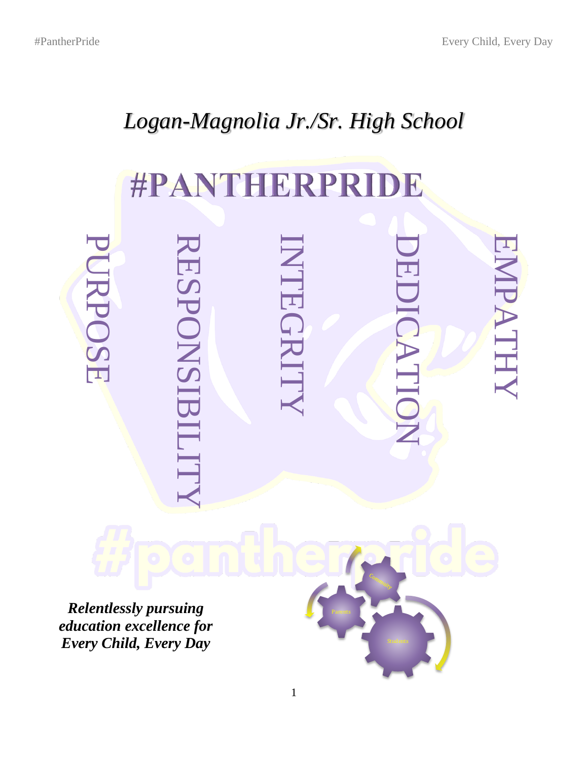# *Logan-Magnolia Jr./Sr. High School*

## #PANTHERPRIDE

PURPOSE

RESPONSIBILITY

INTEGRITY

DEDICATION

EMPATHY

#pantherpride

***Relentlessly pursuing education excellence for Every Child, Every Day***

Community

Parents

Students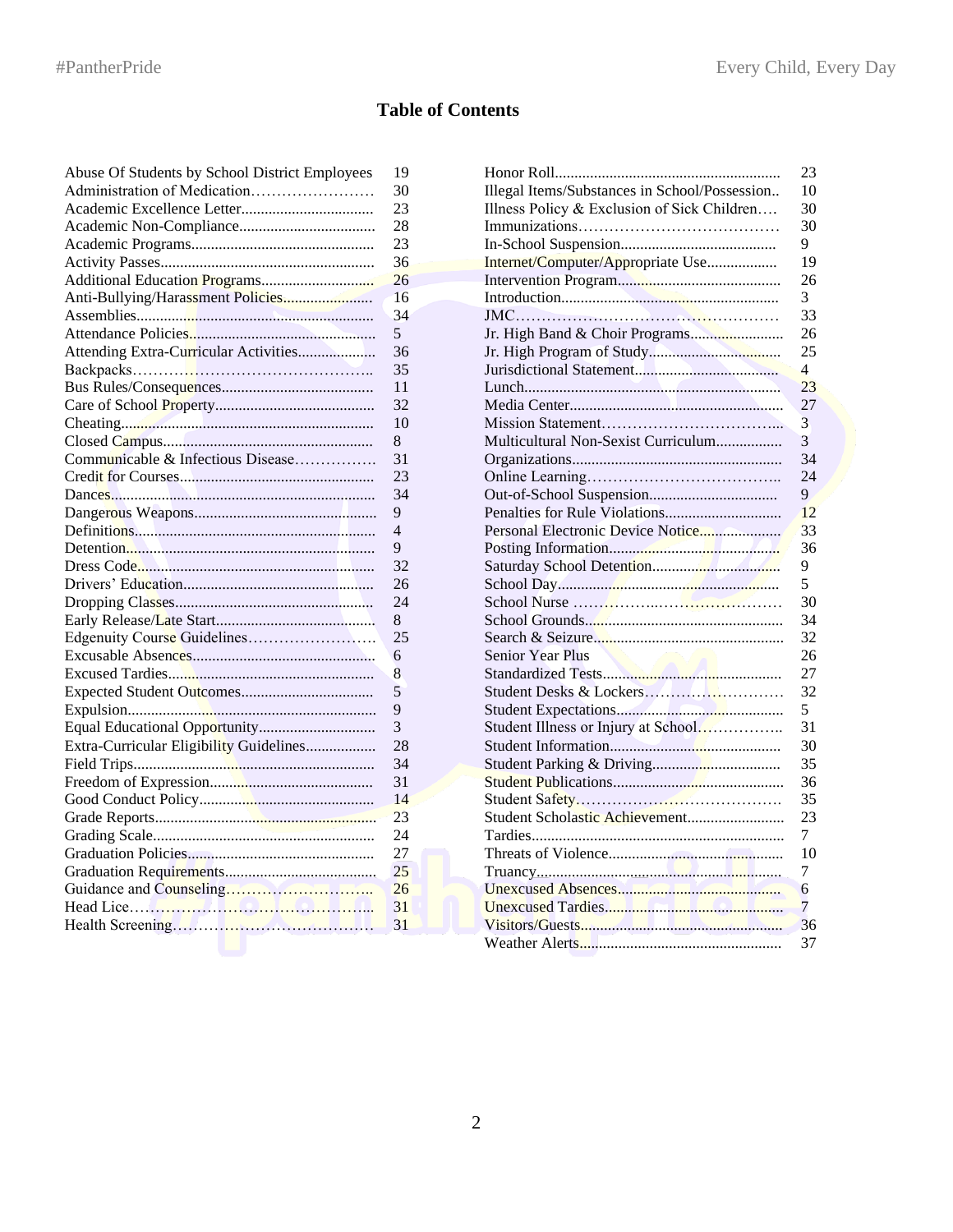# Table of Contents

| Topic | Page |
|---|---|
| Abuse Of Students by School District Employees | 19 |
| Administration of Medication | 30 |
| Academic Excellence Letter | 23 |
| Academic Non-Compliance | 28 |
| Academic Programs | 23 |
| Activity Passes | 36 |
| Additional Education Programs | 26 |
| Anti-Bullying/Harassment Policies | 16 |
| Assemblies | 34 |
| Attendance Policies | 5 |
| Attending Extra-Curricular Activities | 36 |
| Backpacks | 35 |
| Bus Rules/Consequences | 11 |
| Care of School Property | 32 |
| Cheating | 10 |
| Closed Campus | 8 |
| Communicable & Infectious Disease | 31 |
| Credit for Courses | 23 |
| Dances | 34 |
| Dangerous Weapons | 9 |
| Definitions | 4 |
| Detention | 9 |
| Dress Code | 32 |
| Drivers' Education | 26 |
| Dropping Classes | 24 |
| Early Release/Late Start | 8 |
| Edgenuity Course Guidelines | 25 |
| Excusable Absences | 6 |
| Excused Tardies | 8 |
| Expected Student Outcomes | 5 |
| Expulsion | 9 |
| Equal Educational Opportunity | 3 |
| Extra-Curricular Eligibility Guidelines | 28 |
| Field Trips | 34 |
| Freedom of Expression | 31 |
| Good Conduct Policy | 14 |
| Grade Reports | 23 |
| Grading Scale | 24 |
| Graduation Policies | 27 |
| Graduation Requirements | 25 |
| Guidance and Counseling | 26 |
| Head Lice | 31 |
| Health Screening | 31 |
| Honor Roll | 23 |
| Illegal Items/Substances in School/Possession | 10 |
| Illness Policy & Exclusion of Sick Children | 30 |
| Immunizations | 30 |
| In-School Suspension | 9 |
| Internet/Computer/Appropriate Use | 19 |
| Intervention Program | 26 |
| Introduction | 3 |
| JMC | 33 |
| Jr. High Band & Choir Programs | 26 |
| Jr. High Program of Study | 25 |
| Jurisdictional Statement | 4 |
| Lunch | 23 |
| Media Center | 27 |
| Mission Statement | 3 |
| Multicultural Non-Sexist Curriculum | 3 |
| Organizations | 34 |
| Online Learning | 24 |
| Out-of-School Suspension | 9 |
| Penalties for Rule Violations | 12 |
| Personal Electronic Device Notice | 33 |
| Posting Information | 36 |
| Saturday School Detention | 9 |
| School Day | 5 |
| School Nurse | 30 |
| School Grounds | 34 |
| Search & Seizure | 32 |
| Senior Year Plus | 26 |
| Standardized Tests | 27 |
| Student Desks & Lockers | 32 |
| Student Expectations | 5 |
| Student Illness or Injury at School | 31 |
| Student Information | 30 |
| Student Parking & Driving | 35 |
| Student Publications | 36 |
| Student Safety | 35 |
| Student Scholastic Achievement | 23 |
| Tardies | 7 |
| Threats of Violence | 10 |
| Truancy | 7 |
| Unexcused Absences | 6 |
| Unexcused Tardies | 7 |
| Visitors/Guests | 36 |
| Weather Alerts | 37 |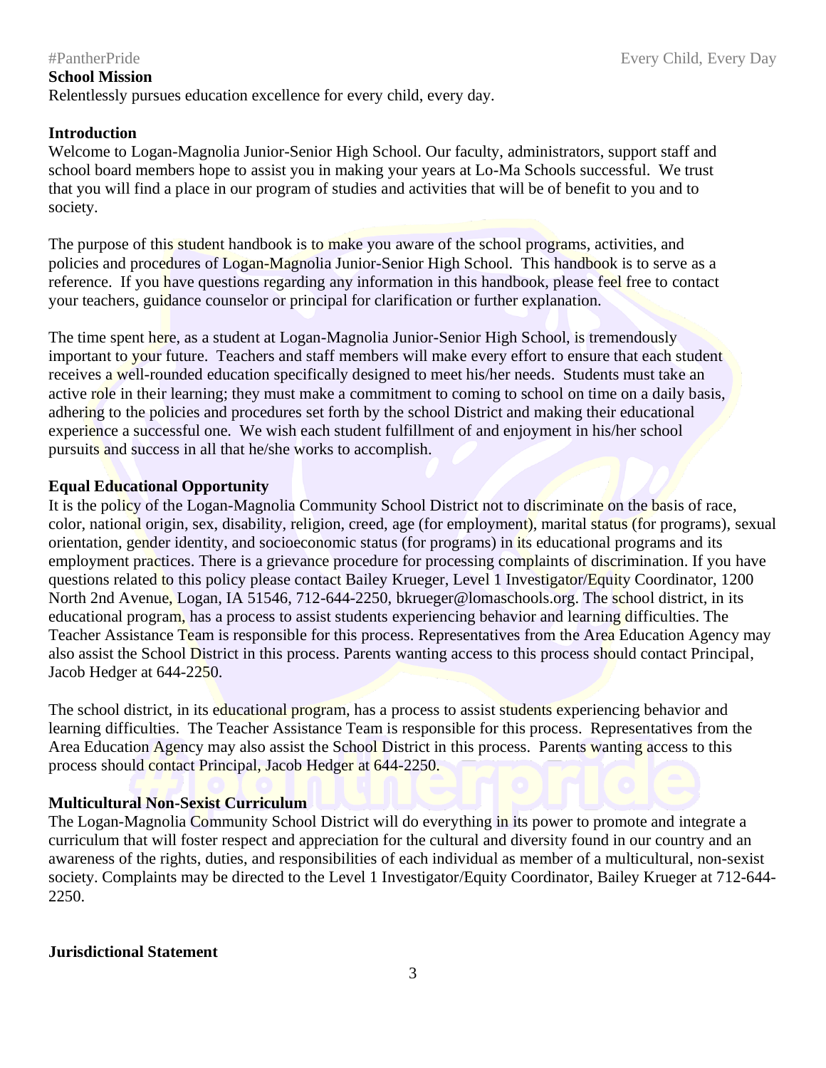## School Mission

Relentlessly pursues education excellence for every child, every day.

## Introduction

Welcome to Logan-Magnolia Junior-Senior High School. Our faculty, administrators, support staff and school board members hope to assist you in making your years at Lo-Ma Schools successful. We trust that you will find a place in our program of studies and activities that will be of benefit to you and to society.

The purpose of this student handbook is to make you aware of the school programs, activities, and policies and procedures of Logan-Magnolia Junior-Senior High School. This handbook is to serve as a reference. If you have questions regarding any information in this handbook, please feel free to contact your teachers, guidance counselor or principal for clarification or further explanation.

The time spent here, as a student at Logan-Magnolia Junior-Senior High School, is tremendously important to your future. Teachers and staff members will make every effort to ensure that each student receives a well-rounded education specifically designed to meet his/her needs. Students must take an active role in their learning; they must make a commitment to coming to school on time on a daily basis, adhering to the policies and procedures set forth by the school District and making their educational experience a successful one. We wish each student fulfillment of and enjoyment in his/her school pursuits and success in all that he/she works to accomplish.

## Equal Educational Opportunity

It is the policy of the Logan-Magnolia Community School District not to discriminate on the basis of race, color, national origin, sex, disability, religion, creed, age (for employment), marital status (for programs), sexual orientation, gender identity, and socioeconomic status (for programs) in its educational programs and its employment practices. There is a grievance procedure for processing complaints of discrimination. If you have questions related to this policy please contact Bailey Krueger, Level 1 Investigator/Equity Coordinator, 1200 North 2nd Avenue, Logan, IA 51546, 712-644-2250, bkrueger@lomaschools.org. The school district, in its educational program, has a process to assist students experiencing behavior and learning difficulties. The Teacher Assistance Team is responsible for this process. Representatives from the Area Education Agency may also assist the School District in this process. Parents wanting access to this process should contact Principal, Jacob Hedger at 644-2250.

The school district, in its educational program, has a process to assist students experiencing behavior and learning difficulties. The Teacher Assistance Team is responsible for this process. Representatives from the Area Education Agency may also assist the School District in this process. Parents wanting access to this process should contact Principal, Jacob Hedger at 644-2250.

## Multicultural Non-Sexist Curriculum

The Logan-Magnolia Community School District will do everything in its power to promote and integrate a curriculum that will foster respect and appreciation for the cultural and diversity found in our country and an awareness of the rights, duties, and responsibilities of each individual as member of a multicultural, non-sexist society. Complaints may be directed to the Level 1 Investigator/Equity Coordinator, Bailey Krueger at 712-644-2250.

## Jurisdictional Statement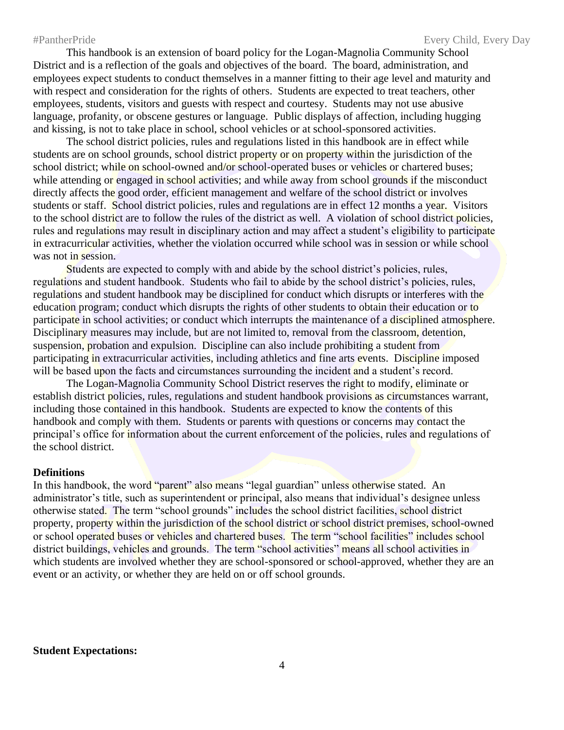This handbook is an extension of board policy for the Logan-Magnolia Community School District and is a reflection of the goals and objectives of the board. The board, administration, and employees expect students to conduct themselves in a manner fitting to their age level and maturity and with respect and consideration for the rights of others. Students are expected to treat teachers, other employees, students, visitors and guests with respect and courtesy. Students may not use abusive language, profanity, or obscene gestures or language. Public displays of affection, including hugging and kissing, is not to take place in school, school vehicles or at school-sponsored activities.

The school district policies, rules and regulations listed in this handbook are in effect while students are on school grounds, school district property or on property within the jurisdiction of the school district; while on school-owned and/or school-operated buses or vehicles or chartered buses; while attending or engaged in school activities; and while away from school grounds if the misconduct directly affects the good order, efficient management and welfare of the school district or involves students or staff. School district policies, rules and regulations are in effect 12 months a year. Visitors to the school district are to follow the rules of the district as well. A violation of school district policies, rules and regulations may result in disciplinary action and may affect a student's eligibility to participate in extracurricular activities, whether the violation occurred while school was in session or while school was not in session.

Students are expected to comply with and abide by the school district's policies, rules, regulations and student handbook. Students who fail to abide by the school district's policies, rules, regulations and student handbook may be disciplined for conduct which disrupts or interferes with the education program; conduct which disrupts the rights of other students to obtain their education or to participate in school activities; or conduct which interrupts the maintenance of a disciplined atmosphere. Disciplinary measures may include, but are not limited to, removal from the classroom, detention, suspension, probation and expulsion. Discipline can also include prohibiting a student from participating in extracurricular activities, including athletics and fine arts events. Discipline imposed will be based upon the facts and circumstances surrounding the incident and a student's record.

The Logan-Magnolia Community School District reserves the right to modify, eliminate or establish district policies, rules, regulations and student handbook provisions as circumstances warrant, including those contained in this handbook. Students are expected to know the contents of this handbook and comply with them. Students or parents with questions or concerns may contact the principal's office for information about the current enforcement of the policies, rules and regulations of the school district.

**Definitions**

In this handbook, the word "parent" also means "legal guardian" unless otherwise stated. An administrator's title, such as superintendent or principal, also means that individual's designee unless otherwise stated. The term "school grounds" includes the school district facilities, school district property, property within the jurisdiction of the school district or school district premises, school-owned or school operated buses or vehicles and chartered buses. The term "school facilities" includes school district buildings, vehicles and grounds. The term "school activities" means all school activities in which students are involved whether they are school-sponsored or school-approved, whether they are an event or an activity, or whether they are held on or off school grounds.

**Student Expectations:**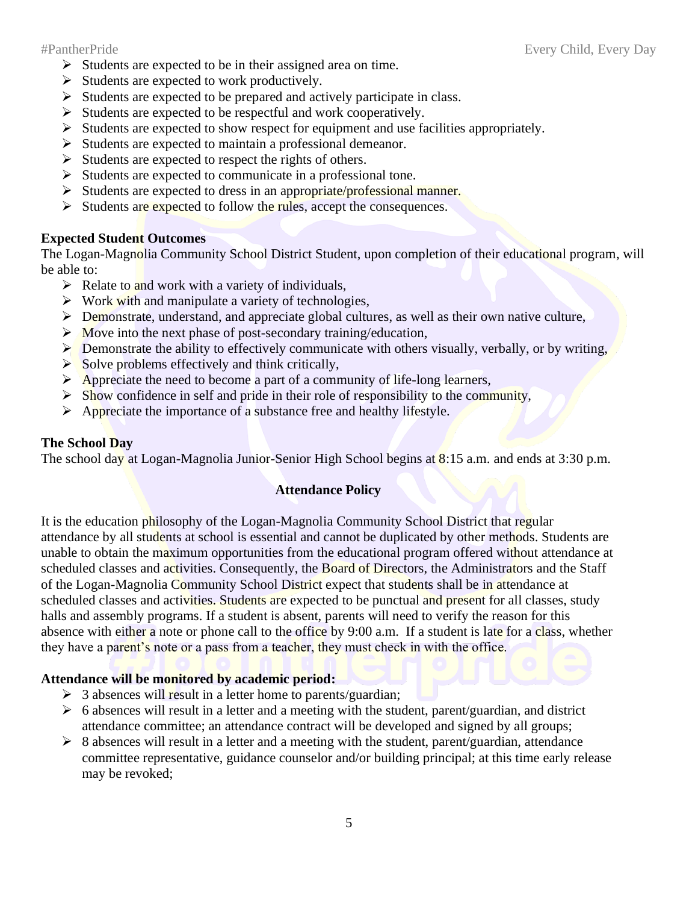- Students are expected to be in their assigned area on time.
- Students are expected to work productively.
- Students are expected to be prepared and actively participate in class.
- Students are expected to be respectful and work cooperatively.
- Students are expected to show respect for equipment and use facilities appropriately.
- Students are expected to maintain a professional demeanor.
- Students are expected to respect the rights of others.
- Students are expected to communicate in a professional tone.
- Students are expected to dress in an appropriate/professional manner.
- Students are expected to follow the rules, accept the consequences.

**Expected Student Outcomes**

The Logan-Magnolia Community School District Student, upon completion of their educational program, will be able to:

- Relate to and work with a variety of individuals,
- Work with and manipulate a variety of technologies,
- Demonstrate, understand, and appreciate global cultures, as well as their own native culture,
- Move into the next phase of post-secondary training/education,
- Demonstrate the ability to effectively communicate with others visually, verbally, or by writing,
- Solve problems effectively and think critically,
- Appreciate the need to become a part of a community of life-long learners,
- Show confidence in self and pride in their role of responsibility to the community,
- Appreciate the importance of a substance free and healthy lifestyle.

**The School Day**

The school day at Logan-Magnolia Junior-Senior High School begins at 8:15 a.m. and ends at 3:30 p.m.

## Attendance Policy

It is the education philosophy of the Logan-Magnolia Community School District that regular attendance by all students at school is essential and cannot be duplicated by other methods. Students are unable to obtain the maximum opportunities from the educational program offered without attendance at scheduled classes and activities. Consequently, the Board of Directors, the Administrators and the Staff of the Logan-Magnolia Community School District expect that students shall be in attendance at scheduled classes and activities. Students are expected to be punctual and present for all classes, study halls and assembly programs. If a student is absent, parents will need to verify the reason for this absence with either a note or phone call to the office by 9:00 a.m. If a student is late for a class, whether they have a parent's note or a pass from a teacher, they must check in with the office.

**Attendance will be monitored by academic period:**

- 3 absences will result in a letter home to parents/guardian;
- 6 absences will result in a letter and a meeting with the student, parent/guardian, and district attendance committee; an attendance contract will be developed and signed by all groups;
- 8 absences will result in a letter and a meeting with the student, parent/guardian, attendance committee representative, guidance counselor and/or building principal; at this time early release may be revoked;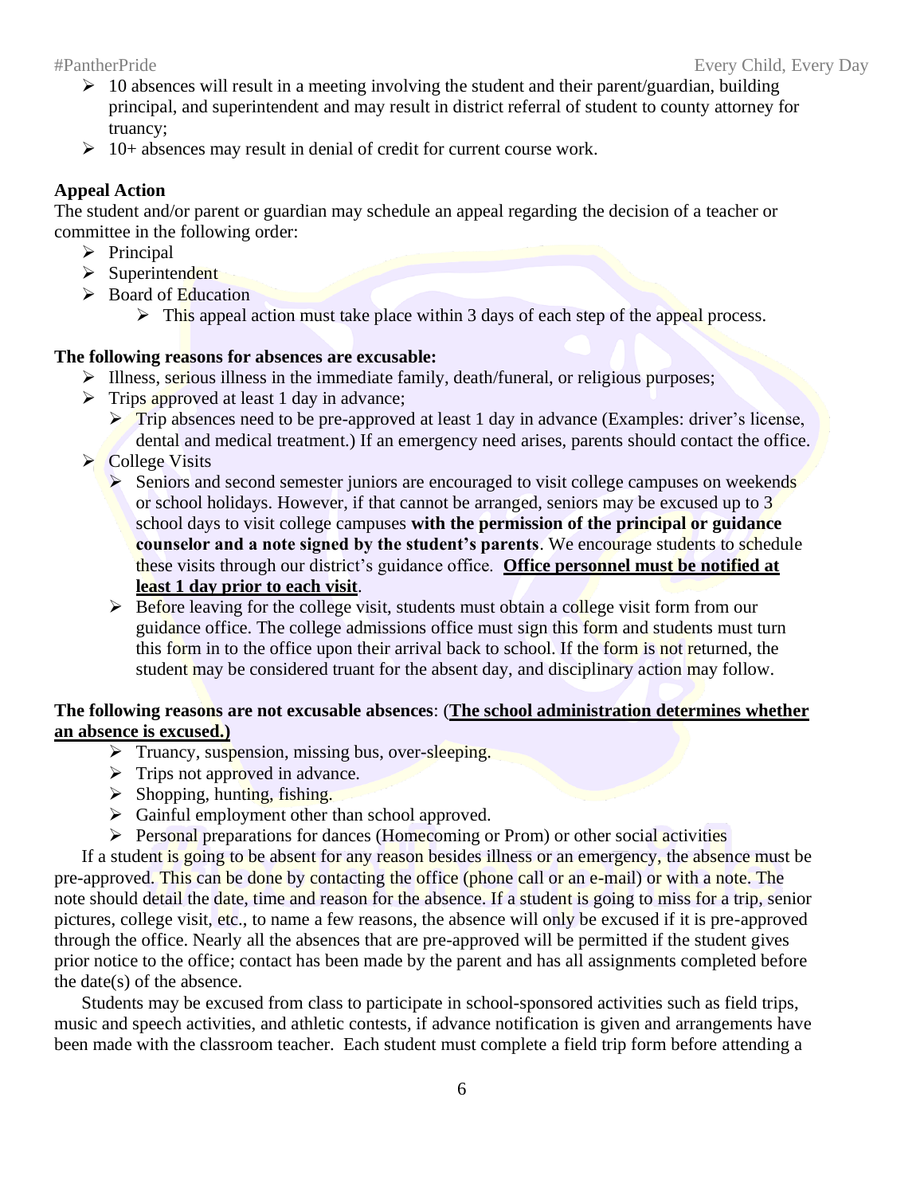- 10 absences will result in a meeting involving the student and their parent/guardian, building principal, and superintendent and may result in district referral of student to county attorney for truancy;
- 10+ absences may result in denial of credit for current course work.

**Appeal Action**

The student and/or parent or guardian may schedule an appeal regarding the decision of a teacher or committee in the following order:

- Principal
- Superintendent
- Board of Education
  - This appeal action must take place within 3 days of each step of the appeal process.

**The following reasons for absences are excusable:**

- Illness, serious illness in the immediate family, death/funeral, or religious purposes;
- Trips approved at least 1 day in advance;
  - Trip absences need to be pre-approved at least 1 day in advance (Examples: driver's license, dental and medical treatment.) If an emergency need arises, parents should contact the office.
- College Visits
  - Seniors and second semester juniors are encouraged to visit college campuses on weekends or school holidays. However, if that cannot be arranged, seniors may be excused up to 3 school days to visit college campuses **with the permission of the principal or guidance counselor and a note signed by the student's parents**. We encourage students to schedule these visits through our district's guidance office. **Office personnel must be notified at least 1 day prior to each visit**.
  - Before leaving for the college visit, students must obtain a college visit form from our guidance office. The college admissions office must sign this form and students must turn this form in to the office upon their arrival back to school. If the form is not returned, the student may be considered truant for the absent day, and disciplinary action may follow.

**The following reasons are not excusable absences**: (**The school administration determines whether an absence is excused.)**

- Truancy, suspension, missing bus, over-sleeping.
- Trips not approved in advance.
- Shopping, hunting, fishing.
- Gainful employment other than school approved.
- Personal preparations for dances (Homecoming or Prom) or other social activities

If a student is going to be absent for any reason besides illness or an emergency, the absence must be pre-approved. This can be done by contacting the office (phone call or an e-mail) or with a note. The note should detail the date, time and reason for the absence. If a student is going to miss for a trip, senior pictures, college visit, etc., to name a few reasons, the absence will only be excused if it is pre-approved through the office. Nearly all the absences that are pre-approved will be permitted if the student gives prior notice to the office; contact has been made by the parent and has all assignments completed before the date(s) of the absence.

Students may be excused from class to participate in school-sponsored activities such as field trips, music and speech activities, and athletic contests, if advance notification is given and arrangements have been made with the classroom teacher. Each student must complete a field trip form before attending a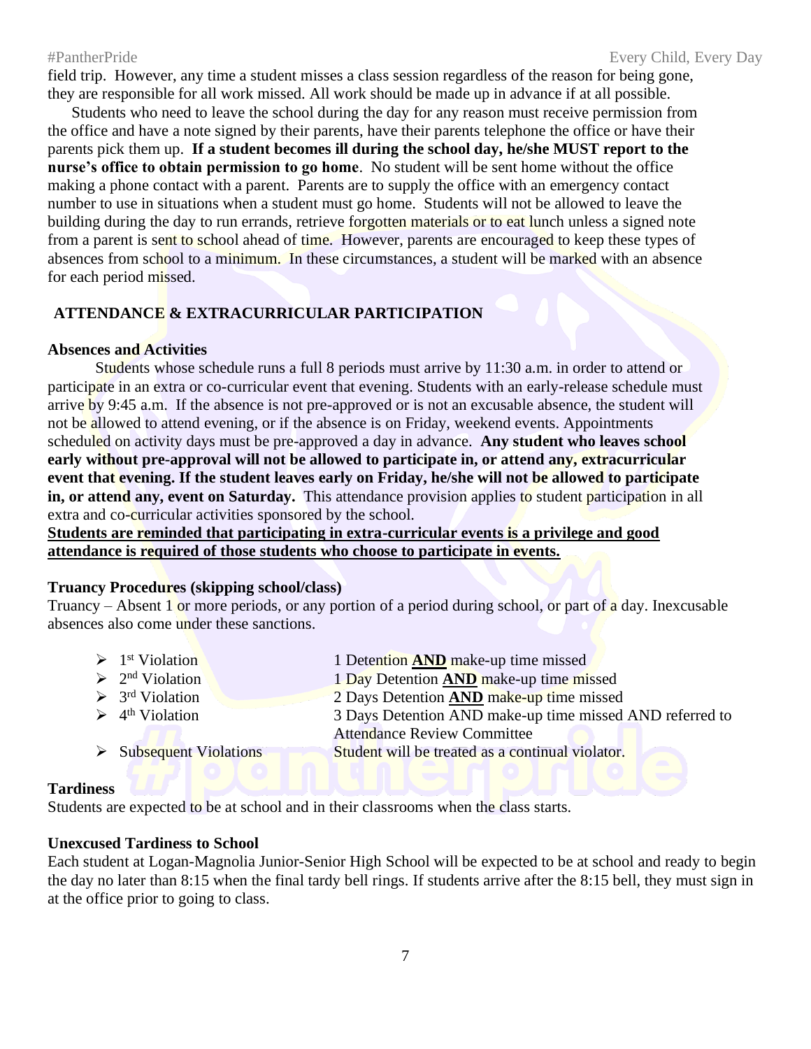field trip. However, any time a student misses a class session regardless of the reason for being gone, they are responsible for all work missed. All work should be made up in advance if at all possible.

Students who need to leave the school during the day for any reason must receive permission from the office and have a note signed by their parents, have their parents telephone the office or have their parents pick them up. **If a student becomes ill during the school day, he/she MUST report to the nurse's office to obtain permission to go home**. No student will be sent home without the office making a phone contact with a parent. Parents are to supply the office with an emergency contact number to use in situations when a student must go home. Students will not be allowed to leave the building during the day to run errands, retrieve forgotten materials or to eat lunch unless a signed note from a parent is sent to school ahead of time. However, parents are encouraged to keep these types of absences from school to a minimum. In these circumstances, a student will be marked with an absence for each period missed.

## ATTENDANCE & EXTRACURRICULAR PARTICIPATION

### Absences and Activities

Students whose schedule runs a full 8 periods must arrive by 11:30 a.m. in order to attend or participate in an extra or co-curricular event that evening. Students with an early-release schedule must arrive by 9:45 a.m. If the absence is not pre-approved or is not an excusable absence, the student will not be allowed to attend evening, or if the absence is on Friday, weekend events. Appointments scheduled on activity days must be pre-approved a day in advance. **Any student who leaves school early without pre-approval will not be allowed to participate in, or attend any, extracurricular event that evening. If the student leaves early on Friday, he/she will not be allowed to participate in, or attend any, event on Saturday.** This attendance provision applies to student participation in all extra and co-curricular activities sponsored by the school.

<u>**Students are reminded that participating in extra-curricular events is a privilege and good attendance is required of those students who choose to participate in events.**</u>

### Truancy Procedures (skipping school/class)

Truancy – Absent 1 or more periods, or any portion of a period during school, or part of a day. Inexcusable absences also come under these sanctions.

- 1st Violation — 1 Detention <u>**AND**</u> make-up time missed
- 2nd Violation — 1 Day Detention <u>**AND**</u> make-up time missed
- 3rd Violation — 2 Days Detention <u>**AND**</u> make-up time missed
- 4th Violation — 3 Days Detention AND make-up time missed AND referred to Attendance Review Committee
- Subsequent Violations — Student will be treated as a continual violator.

### Tardiness

Students are expected to be at school and in their classrooms when the class starts.

### Unexcused Tardiness to School

Each student at Logan-Magnolia Junior-Senior High School will be expected to be at school and ready to begin the day no later than 8:15 when the final tardy bell rings. If students arrive after the 8:15 bell, they must sign in at the office prior to going to class.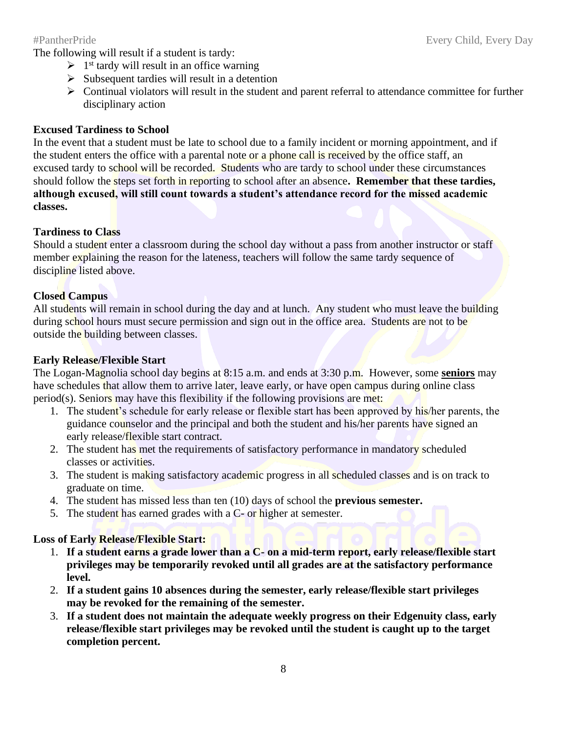The following will result if a student is tardy:

- 1st tardy will result in an office warning
- Subsequent tardies will result in a detention
- Continual violators will result in the student and parent referral to attendance committee for further disciplinary action

**Excused Tardiness to School**

In the event that a student must be late to school due to a family incident or morning appointment, and if the student enters the office with a parental note or a phone call is received by the office staff, an excused tardy to school will be recorded. Students who are tardy to school under these circumstances should follow the steps set forth in reporting to school after an absence**. Remember that these tardies, although excused, will still count towards a student's attendance record for the missed academic classes.**

**Tardiness to Class**

Should a student enter a classroom during the school day without a pass from another instructor or staff member explaining the reason for the lateness, teachers will follow the same tardy sequence of discipline listed above.

**Closed Campus**

All students will remain in school during the day and at lunch. Any student who must leave the building during school hours must secure permission and sign out in the office area. Students are not to be outside the building between classes.

**Early Release/Flexible Start**

The Logan-Magnolia school day begins at 8:15 a.m. and ends at 3:30 p.m. However, some **seniors** may have schedules that allow them to arrive later, leave early, or have open campus during online class period(s). Seniors may have this flexibility if the following provisions are met:

1. The student's schedule for early release or flexible start has been approved by his/her parents, the guidance counselor and the principal and both the student and his/her parents have signed an early release/flexible start contract.
2. The student has met the requirements of satisfactory performance in mandatory scheduled classes or activities.
3. The student is making satisfactory academic progress in all scheduled classes and is on track to graduate on time.
4. The student has missed less than ten (10) days of school the **previous semester.**
5. The student has earned grades with a C- or higher at semester.

**Loss of Early Release/Flexible Start:**

1. **If a student earns a grade lower than a C- on a mid-term report, early release/flexible start privileges may be temporarily revoked until all grades are at the satisfactory performance level.**
2. **If a student gains 10 absences during the semester, early release/flexible start privileges may be revoked for the remaining of the semester.**
3. **If a student does not maintain the adequate weekly progress on their Edgenuity class, early release/flexible start privileges may be revoked until the student is caught up to the target completion percent.**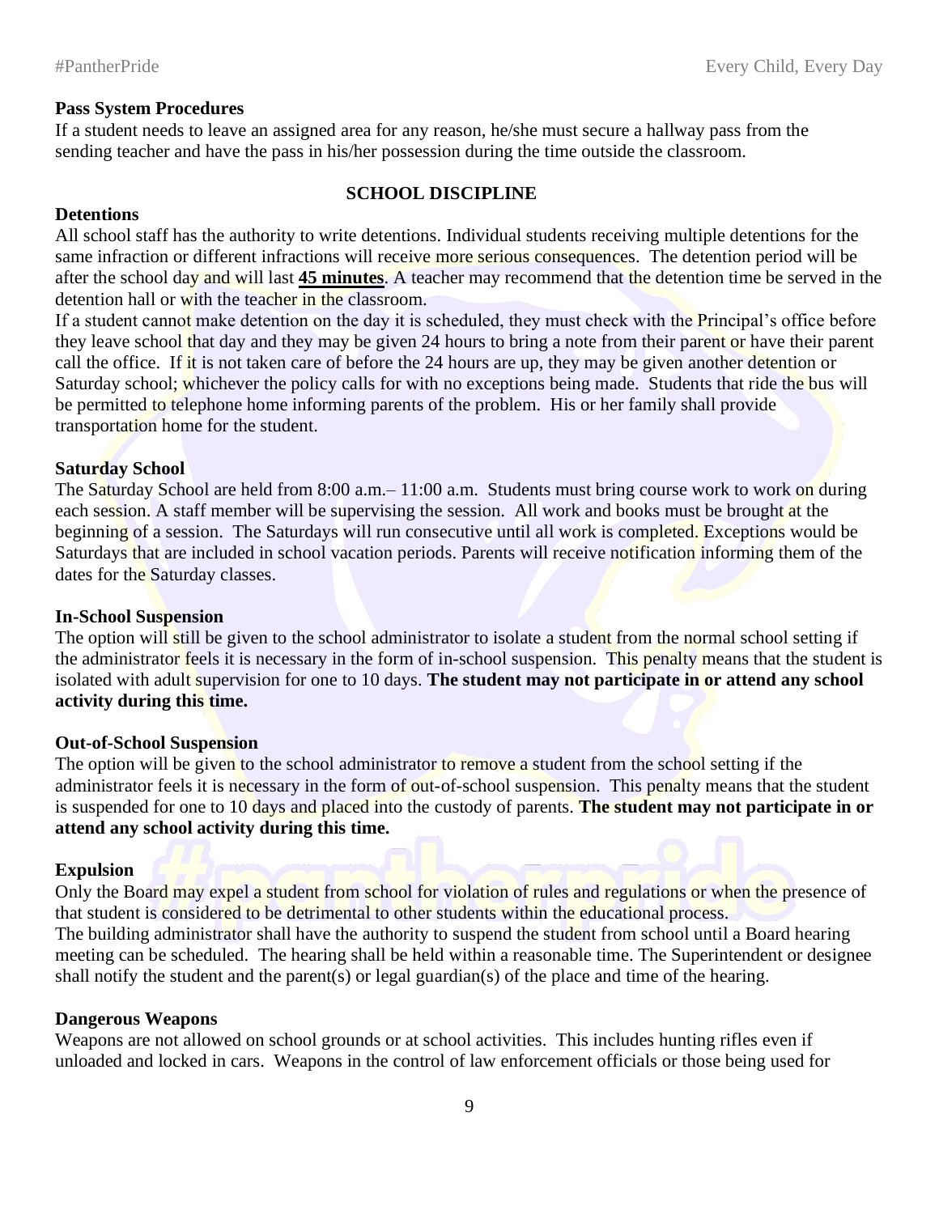**Pass System Procedures**

If a student needs to leave an assigned area for any reason, he/she must secure a hallway pass from the sending teacher and have the pass in his/her possession during the time outside the classroom.

## SCHOOL DISCIPLINE

**Detentions**

All school staff has the authority to write detentions. Individual students receiving multiple detentions for the same infraction or different infractions will receive more serious consequences. The detention period will be after the school day and will last **45 minutes**. A teacher may recommend that the detention time be served in the detention hall or with the teacher in the classroom.

If a student cannot make detention on the day it is scheduled, they must check with the Principal's office before they leave school that day and they may be given 24 hours to bring a note from their parent or have their parent call the office. If it is not taken care of before the 24 hours are up, they may be given another detention or Saturday school; whichever the policy calls for with no exceptions being made. Students that ride the bus will be permitted to telephone home informing parents of the problem. His or her family shall provide transportation home for the student.

**Saturday School**

The Saturday School are held from 8:00 a.m.– 11:00 a.m. Students must bring course work to work on during each session. A staff member will be supervising the session. All work and books must be brought at the beginning of a session. The Saturdays will run consecutive until all work is completed. Exceptions would be Saturdays that are included in school vacation periods. Parents will receive notification informing them of the dates for the Saturday classes.

**In-School Suspension**

The option will still be given to the school administrator to isolate a student from the normal school setting if the administrator feels it is necessary in the form of in-school suspension. This penalty means that the student is isolated with adult supervision for one to 10 days. **The student may not participate in or attend any school activity during this time.**

**Out-of-School Suspension**

The option will be given to the school administrator to remove a student from the school setting if the administrator feels it is necessary in the form of out-of-school suspension. This penalty means that the student is suspended for one to 10 days and placed into the custody of parents. **The student may not participate in or attend any school activity during this time.**

**Expulsion**

Only the Board may expel a student from school for violation of rules and regulations or when the presence of that student is considered to be detrimental to other students within the educational process.

The building administrator shall have the authority to suspend the student from school until a Board hearing meeting can be scheduled. The hearing shall be held within a reasonable time. The Superintendent or designee shall notify the student and the parent(s) or legal guardian(s) of the place and time of the hearing.

**Dangerous Weapons**

Weapons are not allowed on school grounds or at school activities. This includes hunting rifles even if unloaded and locked in cars. Weapons in the control of law enforcement officials or those being used for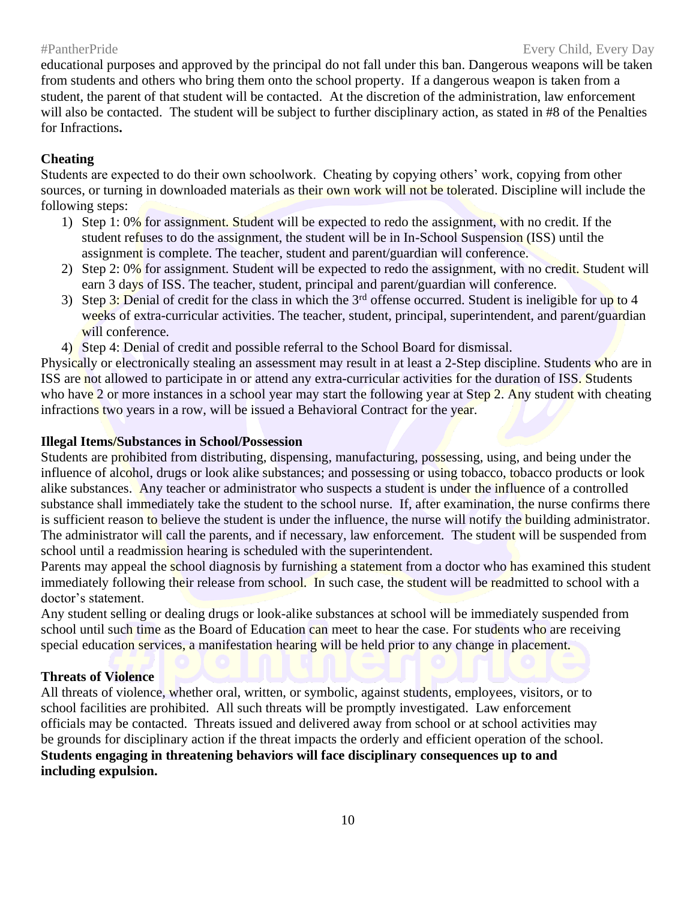educational purposes and approved by the principal do not fall under this ban. Dangerous weapons will be taken from students and others who bring them onto the school property. If a dangerous weapon is taken from a student, the parent of that student will be contacted. At the discretion of the administration, law enforcement will also be contacted. The student will be subject to further disciplinary action, as stated in #8 of the Penalties for Infractions**.**

**Cheating**

Students are expected to do their own schoolwork. Cheating by copying others' work, copying from other sources, or turning in downloaded materials as their own work will not be tolerated. Discipline will include the following steps:

1) Step 1: 0% for assignment. Student will be expected to redo the assignment, with no credit. If the student refuses to do the assignment, the student will be in In-School Suspension (ISS) until the assignment is complete. The teacher, student and parent/guardian will conference.
2) Step 2: 0% for assignment. Student will be expected to redo the assignment, with no credit. Student will earn 3 days of ISS. The teacher, student, principal and parent/guardian will conference.
3) Step 3: Denial of credit for the class in which the 3rd offense occurred. Student is ineligible for up to 4 weeks of extra-curricular activities. The teacher, student, principal, superintendent, and parent/guardian will conference.
4) Step 4: Denial of credit and possible referral to the School Board for dismissal.

Physically or electronically stealing an assessment may result in at least a 2-Step discipline. Students who are in ISS are not allowed to participate in or attend any extra-curricular activities for the duration of ISS. Students who have 2 or more instances in a school year may start the following year at Step 2. Any student with cheating infractions two years in a row, will be issued a Behavioral Contract for the year.

**Illegal Items/Substances in School/Possession**

Students are prohibited from distributing, dispensing, manufacturing, possessing, using, and being under the influence of alcohol, drugs or look alike substances; and possessing or using tobacco, tobacco products or look alike substances. Any teacher or administrator who suspects a student is under the influence of a controlled substance shall immediately take the student to the school nurse. If, after examination, the nurse confirms there is sufficient reason to believe the student is under the influence, the nurse will notify the building administrator. The administrator will call the parents, and if necessary, law enforcement. The student will be suspended from school until a readmission hearing is scheduled with the superintendent.

Parents may appeal the school diagnosis by furnishing a statement from a doctor who has examined this student immediately following their release from school. In such case, the student will be readmitted to school with a doctor's statement.

Any student selling or dealing drugs or look-alike substances at school will be immediately suspended from school until such time as the Board of Education can meet to hear the case. For students who are receiving special education services, a manifestation hearing will be held prior to any change in placement.

**Threats of Violence**

All threats of violence, whether oral, written, or symbolic, against students, employees, visitors, or to school facilities are prohibited. All such threats will be promptly investigated. Law enforcement officials may be contacted. Threats issued and delivered away from school or at school activities may be grounds for disciplinary action if the threat impacts the orderly and efficient operation of the school. **Students engaging in threatening behaviors will face disciplinary consequences up to and including expulsion.**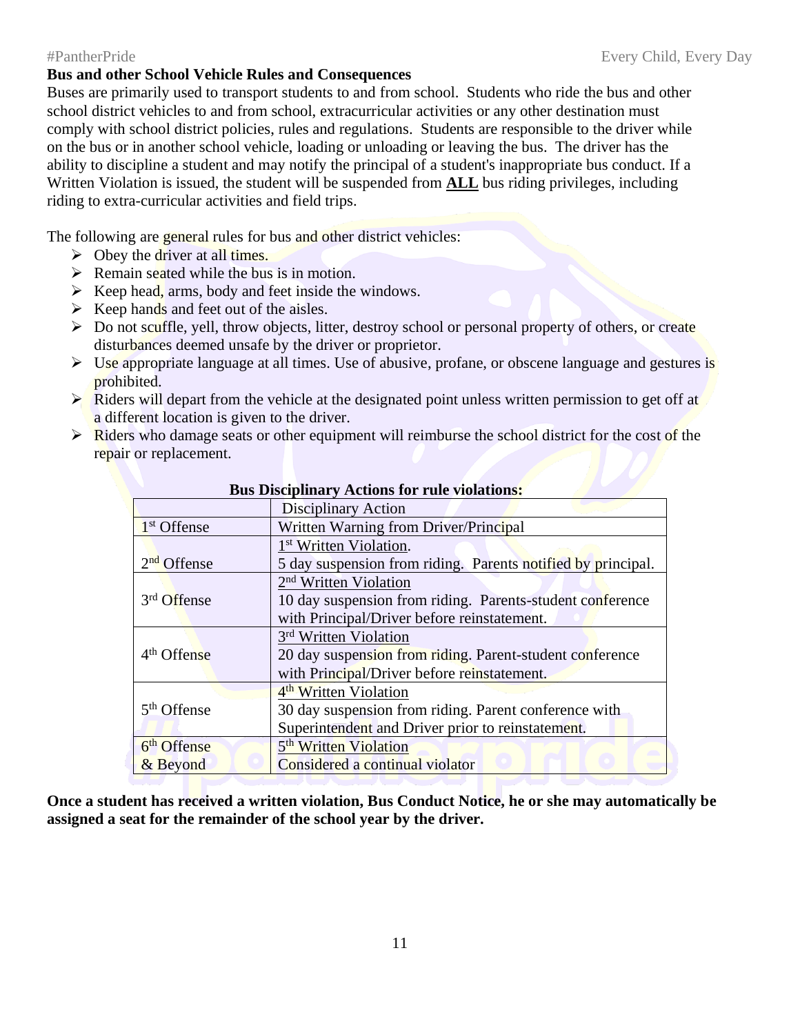## Bus and other School Vehicle Rules and Consequences

Buses are primarily used to transport students to and from school. Students who ride the bus and other school district vehicles to and from school, extracurricular activities or any other destination must comply with school district policies, rules and regulations. Students are responsible to the driver while on the bus or in another school vehicle, loading or unloading or leaving the bus. The driver has the ability to discipline a student and may notify the principal of a student's inappropriate bus conduct. If a Written Violation is issued, the student will be suspended from **ALL** bus riding privileges, including riding to extra-curricular activities and field trips.

The following are general rules for bus and other district vehicles:

- Obey the driver at all times.
- Remain seated while the bus is in motion.
- Keep head, arms, body and feet inside the windows.
- Keep hands and feet out of the aisles.
- Do not scuffle, yell, throw objects, litter, destroy school or personal property of others, or create disturbances deemed unsafe by the driver or proprietor.
- Use appropriate language at all times. Use of abusive, profane, or obscene language and gestures is prohibited.
- Riders will depart from the vehicle at the designated point unless written permission to get off at a different location is given to the driver.
- Riders who damage seats or other equipment will reimburse the school district for the cost of the repair or replacement.

**Bus Disciplinary Actions for rule violations:**

| | Disciplinary Action |
|---|---|
| 1st Offense | Written Warning from Driver/Principal |
| 2nd Offense | 1st Written Violation. 5 day suspension from riding. Parents notified by principal. |
| 3rd Offense | 2nd Written Violation 10 day suspension from riding. Parents-student conference with Principal/Driver before reinstatement. |
| 4th Offense | 3rd Written Violation 20 day suspension from riding. Parent-student conference with Principal/Driver before reinstatement. |
| 5th Offense | 4th Written Violation 30 day suspension from riding. Parent conference with Superintendent and Driver prior to reinstatement. |
| 6th Offense & Beyond | 5th Written Violation Considered a continual violator |

**Once a student has received a written violation, Bus Conduct Notice, he or she may automatically be assigned a seat for the remainder of the school year by the driver.**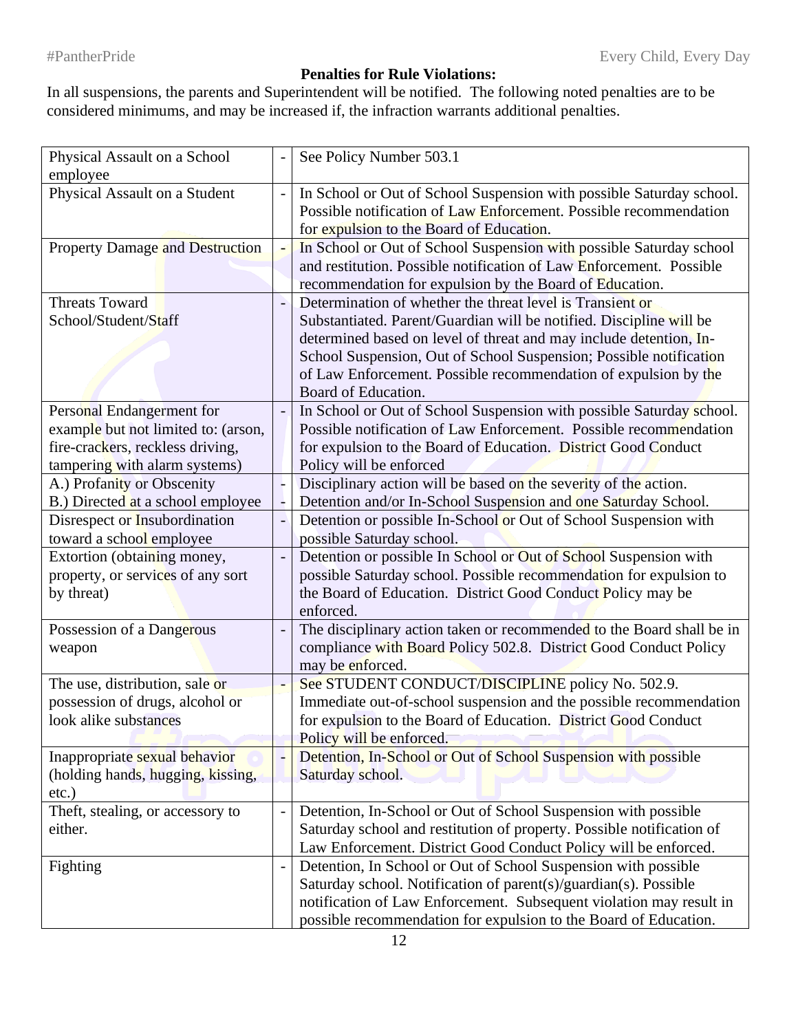**Penalties for Rule Violations:**

In all suspensions, the parents and Superintendent will be notified. The following noted penalties are to be considered minimums, and may be increased if, the infraction warrants additional penalties.

| Violation | | Penalty |
|---|---|---|
| Physical Assault on a School employee | - | See Policy Number 503.1 |
| Physical Assault on a Student | - | In School or Out of School Suspension with possible Saturday school. Possible notification of Law Enforcement. Possible recommendation for expulsion to the Board of Education. |
| Property Damage and Destruction | - | In School or Out of School Suspension with possible Saturday school and restitution. Possible notification of Law Enforcement. Possible recommendation for expulsion by the Board of Education. |
| Threats Toward School/Student/Staff | - | Determination of whether the threat level is Transient or Substantiated. Parent/Guardian will be notified. Discipline will be determined based on level of threat and may include detention, In-School Suspension, Out of School Suspension; Possible notification of Law Enforcement. Possible recommendation of expulsion by the Board of Education. |
| Personal Endangerment for example but not limited to: (arson, fire-crackers, reckless driving, tampering with alarm systems) | - | In School or Out of School Suspension with possible Saturday school. Possible notification of Law Enforcement. Possible recommendation for expulsion to the Board of Education. District Good Conduct Policy will be enforced |
| A.) Profanity or Obscenity<br>B.) Directed at a school employee | -<br>- | Disciplinary action will be based on the severity of the action.<br>Detention and/or In-School Suspension and one Saturday School. |
| Disrespect or Insubordination toward a school employee | - | Detention or possible In-School or Out of School Suspension with possible Saturday school. |
| Extortion (obtaining money, property, or services of any sort by threat) | - | Detention or possible In School or Out of School Suspension with possible Saturday school. Possible recommendation for expulsion to the Board of Education. District Good Conduct Policy may be enforced. |
| Possession of a Dangerous weapon | - | The disciplinary action taken or recommended to the Board shall be in compliance with Board Policy 502.8. District Good Conduct Policy may be enforced. |
| The use, distribution, sale or possession of drugs, alcohol or look alike substances | - | See STUDENT CONDUCT/DISCIPLINE policy No. 502.9. Immediate out-of-school suspension and the possible recommendation for expulsion to the Board of Education. District Good Conduct Policy will be enforced. |
| Inappropriate sexual behavior (holding hands, hugging, kissing, etc.) | - | Detention, In-School or Out of School Suspension with possible Saturday school. |
| Theft, stealing, or accessory to either. | - | Detention, In-School or Out of School Suspension with possible Saturday school and restitution of property. Possible notification of Law Enforcement. District Good Conduct Policy will be enforced. |
| Fighting | - | Detention, In School or Out of School Suspension with possible Saturday school. Notification of parent(s)/guardian(s). Possible notification of Law Enforcement. Subsequent violation may result in possible recommendation for expulsion to the Board of Education. |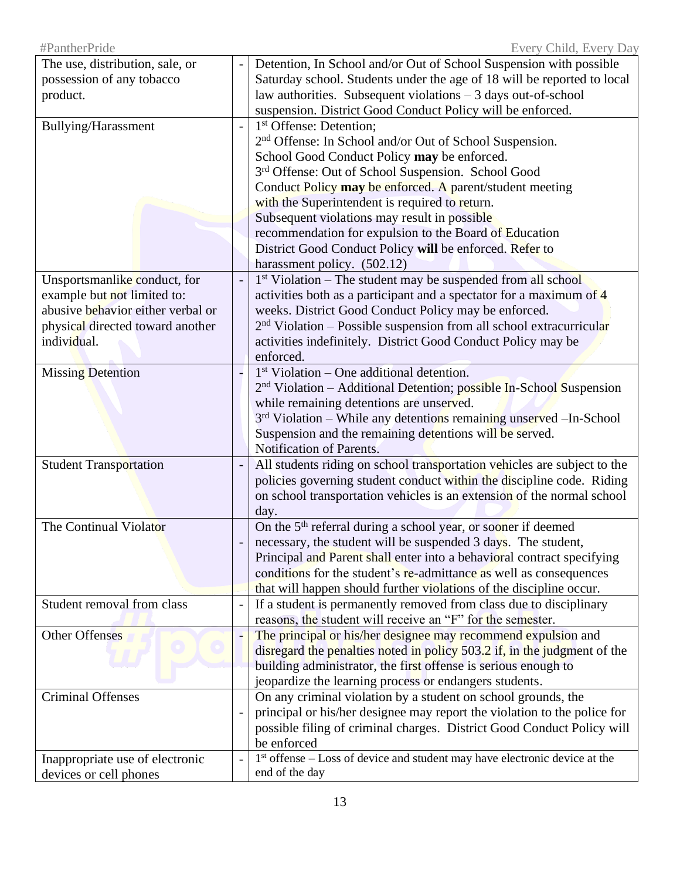| | | |
|---|---|---|
| The use, distribution, sale, or possession of any tobacco product. | - | Detention, In School and/or Out of School Suspension with possible Saturday school. Students under the age of 18 will be reported to local law authorities. Subsequent violations – 3 days out-of-school suspension. District Good Conduct Policy will be enforced. |
| Bullying/Harassment | - | 1st Offense: Detention;<br>2nd Offense: In School and/or Out of School Suspension. School Good Conduct Policy **may** be enforced.<br>3rd Offense: Out of School Suspension. School Good Conduct Policy **may** be enforced. A parent/student meeting with the Superintendent is required to return.<br>Subsequent violations may result in possible recommendation for expulsion to the Board of Education District Good Conduct Policy **will** be enforced. Refer to harassment policy. (502.12) |
| Unsportsmanlike conduct, for example but not limited to: abusive behavior either verbal or physical directed toward another individual. | - | 1st Violation – The student may be suspended from all school activities both as a participant and a spectator for a maximum of 4 weeks. District Good Conduct Policy may be enforced.<br>2nd Violation – Possible suspension from all school extracurricular activities indefinitely. District Good Conduct Policy may be enforced. |
| Missing Detention | - | 1st Violation – One additional detention.<br>2nd Violation – Additional Detention; possible In-School Suspension while remaining detentions are unserved.<br>3rd Violation – While any detentions remaining unserved –In-School Suspension and the remaining detentions will be served.<br>Notification of Parents. |
| Student Transportation | - | All students riding on school transportation vehicles are subject to the policies governing student conduct within the discipline code. Riding on school transportation vehicles is an extension of the normal school day. |
| The Continual Violator | - | On the 5th referral during a school year, or sooner if deemed necessary, the student will be suspended 3 days. The student, Principal and Parent shall enter into a behavioral contract specifying conditions for the student's re-admittance as well as consequences that will happen should further violations of the discipline occur. |
| Student removal from class | - | If a student is permanently removed from class due to disciplinary reasons, the student will receive an "F" for the semester. |
| Other Offenses | - | The principal or his/her designee may recommend expulsion and disregard the penalties noted in policy 503.2 if, in the judgment of the building administrator, the first offense is serious enough to jeopardize the learning process or endangers students. |
| Criminal Offenses | - | On any criminal violation by a student on school grounds, the principal or his/her designee may report the violation to the police for possible filing of criminal charges. District Good Conduct Policy will be enforced |
| Inappropriate use of electronic devices or cell phones | - | 1st offense – Loss of device and student may have electronic device at the end of the day |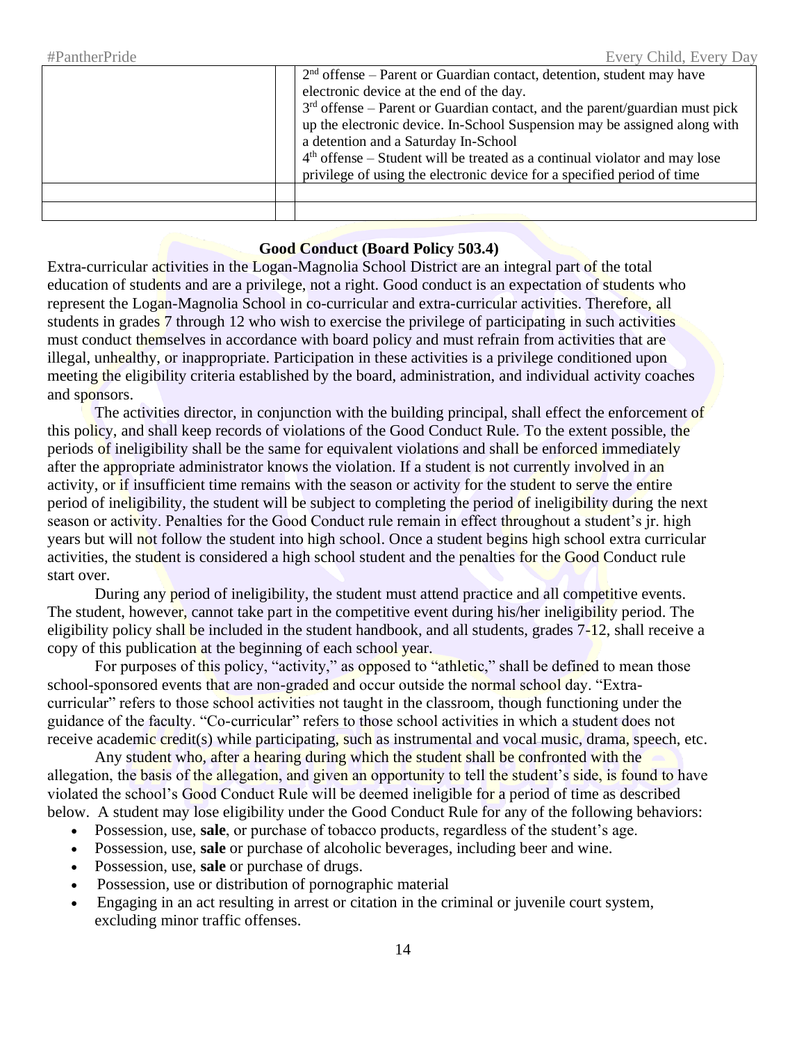| | | |
|---|---|---|
| | | 2nd offense – Parent or Guardian contact, detention, student may have electronic device at the end of the day.<br>3rd offense – Parent or Guardian contact, and the parent/guardian must pick up the electronic device. In-School Suspension may be assigned along with a detention and a Saturday In-School<br>4th offense – Student will be treated as a continual violator and may lose privilege of using the electronic device for a specified period of time |
| | | |
| | | |

### Good Conduct (Board Policy 503.4)

Extra-curricular activities in the Logan-Magnolia School District are an integral part of the total education of students and are a privilege, not a right. Good conduct is an expectation of students who represent the Logan-Magnolia School in co-curricular and extra-curricular activities. Therefore, all students in grades 7 through 12 who wish to exercise the privilege of participating in such activities must conduct themselves in accordance with board policy and must refrain from activities that are illegal, unhealthy, or inappropriate. Participation in these activities is a privilege conditioned upon meeting the eligibility criteria established by the board, administration, and individual activity coaches and sponsors.

The activities director, in conjunction with the building principal, shall effect the enforcement of this policy, and shall keep records of violations of the Good Conduct Rule. To the extent possible, the periods of ineligibility shall be the same for equivalent violations and shall be enforced immediately after the appropriate administrator knows the violation. If a student is not currently involved in an activity, or if insufficient time remains with the season or activity for the student to serve the entire period of ineligibility, the student will be subject to completing the period of ineligibility during the next season or activity. Penalties for the Good Conduct rule remain in effect throughout a student's jr. high years but will not follow the student into high school. Once a student begins high school extra curricular activities, the student is considered a high school student and the penalties for the Good Conduct rule start over.

During any period of ineligibility, the student must attend practice and all competitive events. The student, however, cannot take part in the competitive event during his/her ineligibility period. The eligibility policy shall be included in the student handbook, and all students, grades 7-12, shall receive a copy of this publication at the beginning of each school year.

For purposes of this policy, "activity," as opposed to "athletic," shall be defined to mean those school-sponsored events that are non-graded and occur outside the normal school day. "Extra-curricular" refers to those school activities not taught in the classroom, though functioning under the guidance of the faculty. "Co-curricular" refers to those school activities in which a student does not receive academic credit(s) while participating, such as instrumental and vocal music, drama, speech, etc.

Any student who, after a hearing during which the student shall be confronted with the allegation, the basis of the allegation, and given an opportunity to tell the student's side, is found to have violated the school's Good Conduct Rule will be deemed ineligible for a period of time as described below. A student may lose eligibility under the Good Conduct Rule for any of the following behaviors:

- Possession, use, **sale**, or purchase of tobacco products, regardless of the student's age.
- Possession, use, **sale** or purchase of alcoholic beverages, including beer and wine.
- Possession, use, **sale** or purchase of drugs.
- Possession, use or distribution of pornographic material
- Engaging in an act resulting in arrest or citation in the criminal or juvenile court system, excluding minor traffic offenses.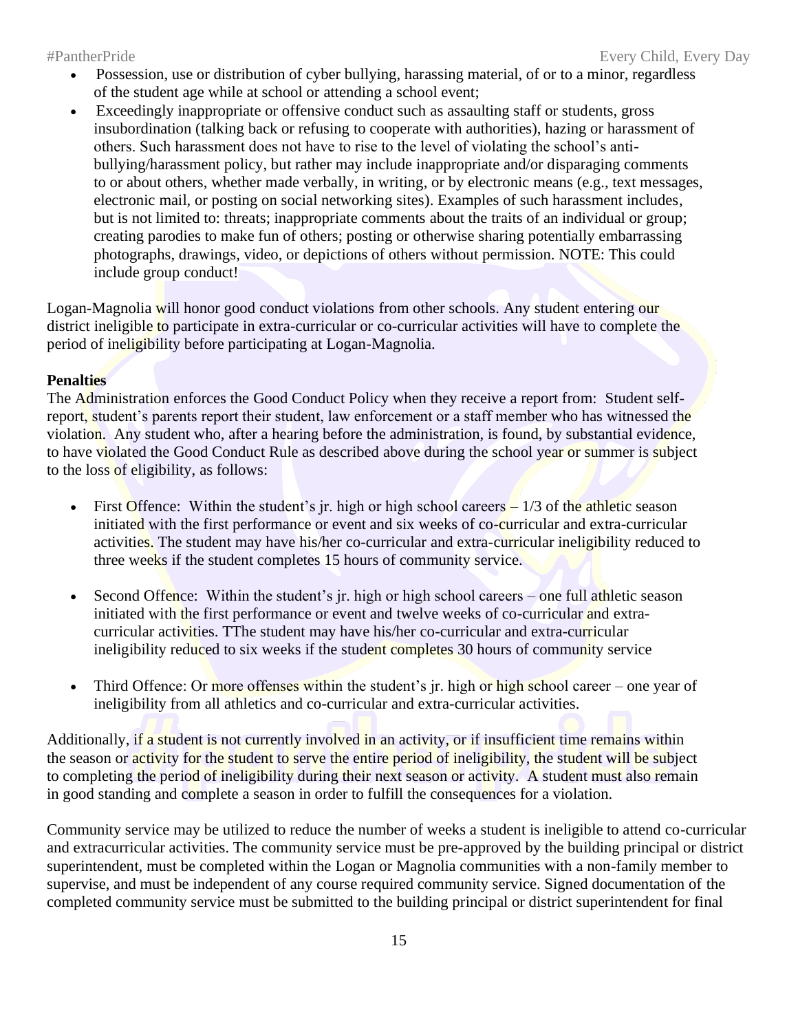- Possession, use or distribution of cyber bullying, harassing material, of or to a minor, regardless of the student age while at school or attending a school event;
- Exceedingly inappropriate or offensive conduct such as assaulting staff or students, gross insubordination (talking back or refusing to cooperate with authorities), hazing or harassment of others. Such harassment does not have to rise to the level of violating the school's anti-bullying/harassment policy, but rather may include inappropriate and/or disparaging comments to or about others, whether made verbally, in writing, or by electronic means (e.g., text messages, electronic mail, or posting on social networking sites). Examples of such harassment includes, but is not limited to: threats; inappropriate comments about the traits of an individual or group; creating parodies to make fun of others; posting or otherwise sharing potentially embarrassing photographs, drawings, video, or depictions of others without permission. NOTE: This could include group conduct!

Logan-Magnolia will honor good conduct violations from other schools. Any student entering our district ineligible to participate in extra-curricular or co-curricular activities will have to complete the period of ineligibility before participating at Logan-Magnolia.

**Penalties**

The Administration enforces the Good Conduct Policy when they receive a report from: Student self-report, student's parents report their student, law enforcement or a staff member who has witnessed the violation. Any student who, after a hearing before the administration, is found, by substantial evidence, to have violated the Good Conduct Rule as described above during the school year or summer is subject to the loss of eligibility, as follows:

- First Offence: Within the student's jr. high or high school careers – 1/3 of the athletic season initiated with the first performance or event and six weeks of co-curricular and extra-curricular activities. The student may have his/her co-curricular and extra-curricular ineligibility reduced to three weeks if the student completes 15 hours of community service.

- Second Offence: Within the student's jr. high or high school careers – one full athletic season initiated with the first performance or event and twelve weeks of co-curricular and extra-curricular activities. TThe student may have his/her co-curricular and extra-curricular ineligibility reduced to six weeks if the student completes 30 hours of community service

- Third Offence: Or more offenses within the student's jr. high or high school career – one year of ineligibility from all athletics and co-curricular and extra-curricular activities.

Additionally, if a student is not currently involved in an activity, or if insufficient time remains within the season or activity for the student to serve the entire period of ineligibility, the student will be subject to completing the period of ineligibility during their next season or activity. A student must also remain in good standing and complete a season in order to fulfill the consequences for a violation.

Community service may be utilized to reduce the number of weeks a student is ineligible to attend co-curricular and extracurricular activities. The community service must be pre-approved by the building principal or district superintendent, must be completed within the Logan or Magnolia communities with a non-family member to supervise, and must be independent of any course required community service. Signed documentation of the completed community service must be submitted to the building principal or district superintendent for final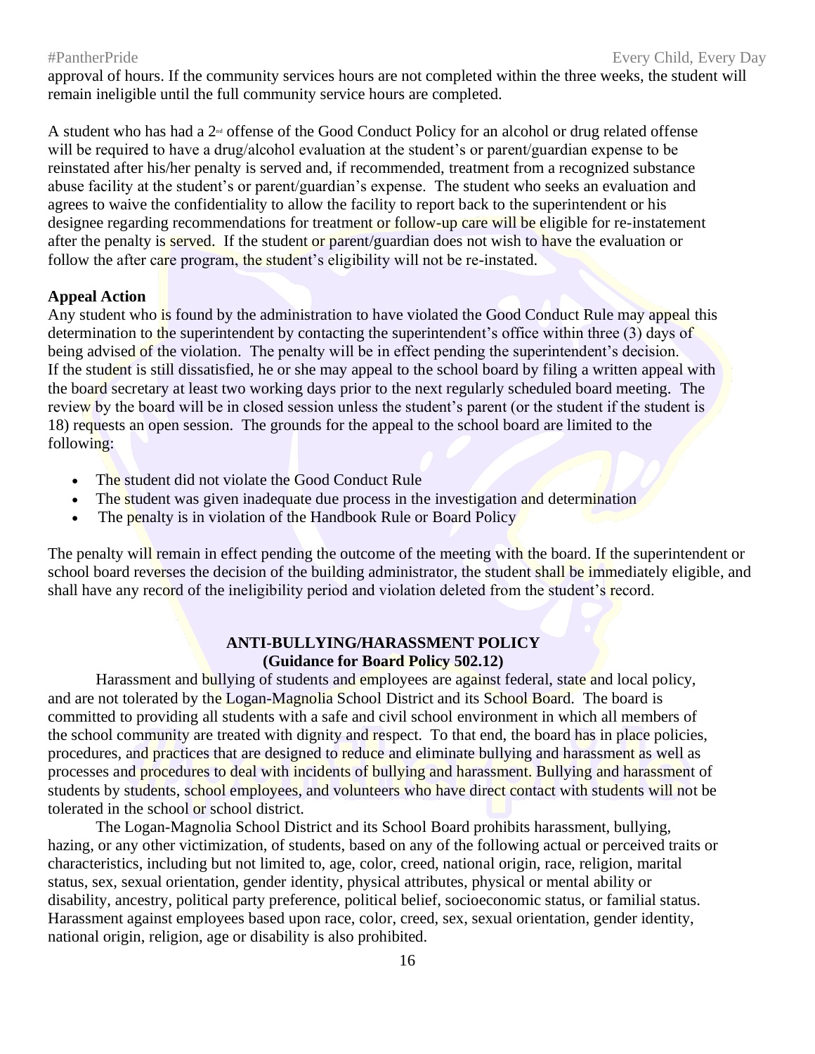approval of hours. If the community services hours are not completed within the three weeks, the student will remain ineligible until the full community service hours are completed.

A student who has had a 2nd offense of the Good Conduct Policy for an alcohol or drug related offense will be required to have a drug/alcohol evaluation at the student's or parent/guardian expense to be reinstated after his/her penalty is served and, if recommended, treatment from a recognized substance abuse facility at the student's or parent/guardian's expense. The student who seeks an evaluation and agrees to waive the confidentiality to allow the facility to report back to the superintendent or his designee regarding recommendations for treatment or follow-up care will be eligible for re-instatement after the penalty is served. If the student or parent/guardian does not wish to have the evaluation or follow the after care program, the student's eligibility will not be re-instated.

**Appeal Action**

Any student who is found by the administration to have violated the Good Conduct Rule may appeal this determination to the superintendent by contacting the superintendent's office within three (3) days of being advised of the violation. The penalty will be in effect pending the superintendent's decision. If the student is still dissatisfied, he or she may appeal to the school board by filing a written appeal with the board secretary at least two working days prior to the next regularly scheduled board meeting. The review by the board will be in closed session unless the student's parent (or the student if the student is 18) requests an open session. The grounds for the appeal to the school board are limited to the following:

- The student did not violate the Good Conduct Rule
- The student was given inadequate due process in the investigation and determination
- The penalty is in violation of the Handbook Rule or Board Policy

The penalty will remain in effect pending the outcome of the meeting with the board. If the superintendent or school board reverses the decision of the building administrator, the student shall be immediately eligible, and shall have any record of the ineligibility period and violation deleted from the student's record.

## ANTI-BULLYING/HARASSMENT POLICY
**(Guidance for Board Policy 502.12)**

Harassment and bullying of students and employees are against federal, state and local policy, and are not tolerated by the Logan-Magnolia School District and its School Board. The board is committed to providing all students with a safe and civil school environment in which all members of the school community are treated with dignity and respect. To that end, the board has in place policies, procedures, and practices that are designed to reduce and eliminate bullying and harassment as well as processes and procedures to deal with incidents of bullying and harassment. Bullying and harassment of students by students, school employees, and volunteers who have direct contact with students will not be tolerated in the school or school district.

The Logan-Magnolia School District and its School Board prohibits harassment, bullying, hazing, or any other victimization, of students, based on any of the following actual or perceived traits or characteristics, including but not limited to, age, color, creed, national origin, race, religion, marital status, sex, sexual orientation, gender identity, physical attributes, physical or mental ability or disability, ancestry, political party preference, political belief, socioeconomic status, or familial status. Harassment against employees based upon race, color, creed, sex, sexual orientation, gender identity, national origin, religion, age or disability is also prohibited.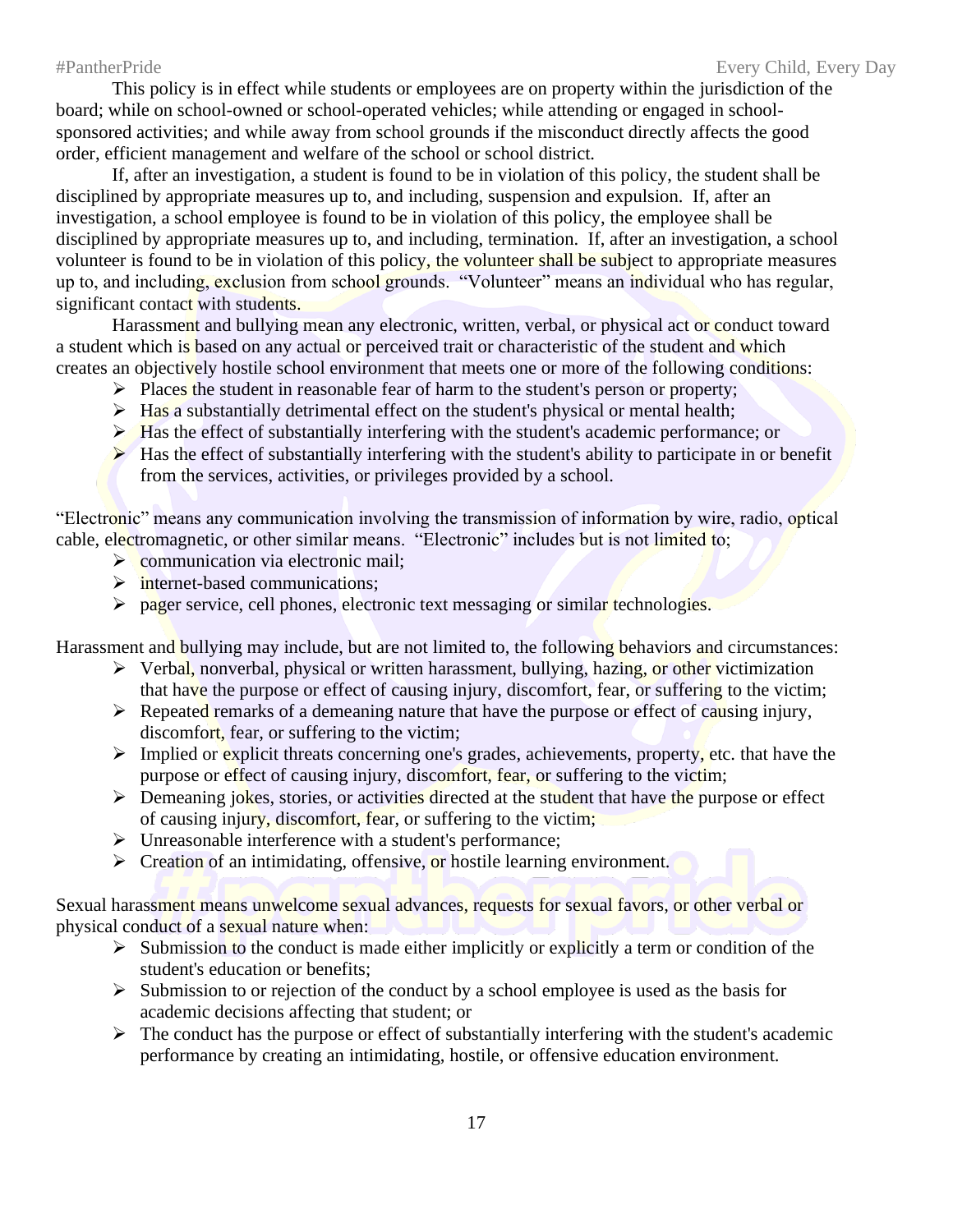This policy is in effect while students or employees are on property within the jurisdiction of the board; while on school-owned or school-operated vehicles; while attending or engaged in school-sponsored activities; and while away from school grounds if the misconduct directly affects the good order, efficient management and welfare of the school or school district.

If, after an investigation, a student is found to be in violation of this policy, the student shall be disciplined by appropriate measures up to, and including, suspension and expulsion. If, after an investigation, a school employee is found to be in violation of this policy, the employee shall be disciplined by appropriate measures up to, and including, termination. If, after an investigation, a school volunteer is found to be in violation of this policy, the volunteer shall be subject to appropriate measures up to, and including, exclusion from school grounds. "Volunteer" means an individual who has regular, significant contact with students.

Harassment and bullying mean any electronic, written, verbal, or physical act or conduct toward a student which is based on any actual or perceived trait or characteristic of the student and which creates an objectively hostile school environment that meets one or more of the following conditions:

- Places the student in reasonable fear of harm to the student's person or property;
- Has a substantially detrimental effect on the student's physical or mental health;
- Has the effect of substantially interfering with the student's academic performance; or
- Has the effect of substantially interfering with the student's ability to participate in or benefit from the services, activities, or privileges provided by a school.

"Electronic" means any communication involving the transmission of information by wire, radio, optical cable, electromagnetic, or other similar means. "Electronic" includes but is not limited to;

- communication via electronic mail;
- internet-based communications;
- pager service, cell phones, electronic text messaging or similar technologies.

Harassment and bullying may include, but are not limited to, the following behaviors and circumstances:

- Verbal, nonverbal, physical or written harassment, bullying, hazing, or other victimization that have the purpose or effect of causing injury, discomfort, fear, or suffering to the victim;
- Repeated remarks of a demeaning nature that have the purpose or effect of causing injury, discomfort, fear, or suffering to the victim;
- Implied or explicit threats concerning one's grades, achievements, property, etc. that have the purpose or effect of causing injury, discomfort, fear, or suffering to the victim;
- Demeaning jokes, stories, or activities directed at the student that have the purpose or effect of causing injury, discomfort, fear, or suffering to the victim;
- Unreasonable interference with a student's performance;
- Creation of an intimidating, offensive, or hostile learning environment.

Sexual harassment means unwelcome sexual advances, requests for sexual favors, or other verbal or physical conduct of a sexual nature when:

- Submission to the conduct is made either implicitly or explicitly a term or condition of the student's education or benefits;
- Submission to or rejection of the conduct by a school employee is used as the basis for academic decisions affecting that student; or
- The conduct has the purpose or effect of substantially interfering with the student's academic performance by creating an intimidating, hostile, or offensive education environment.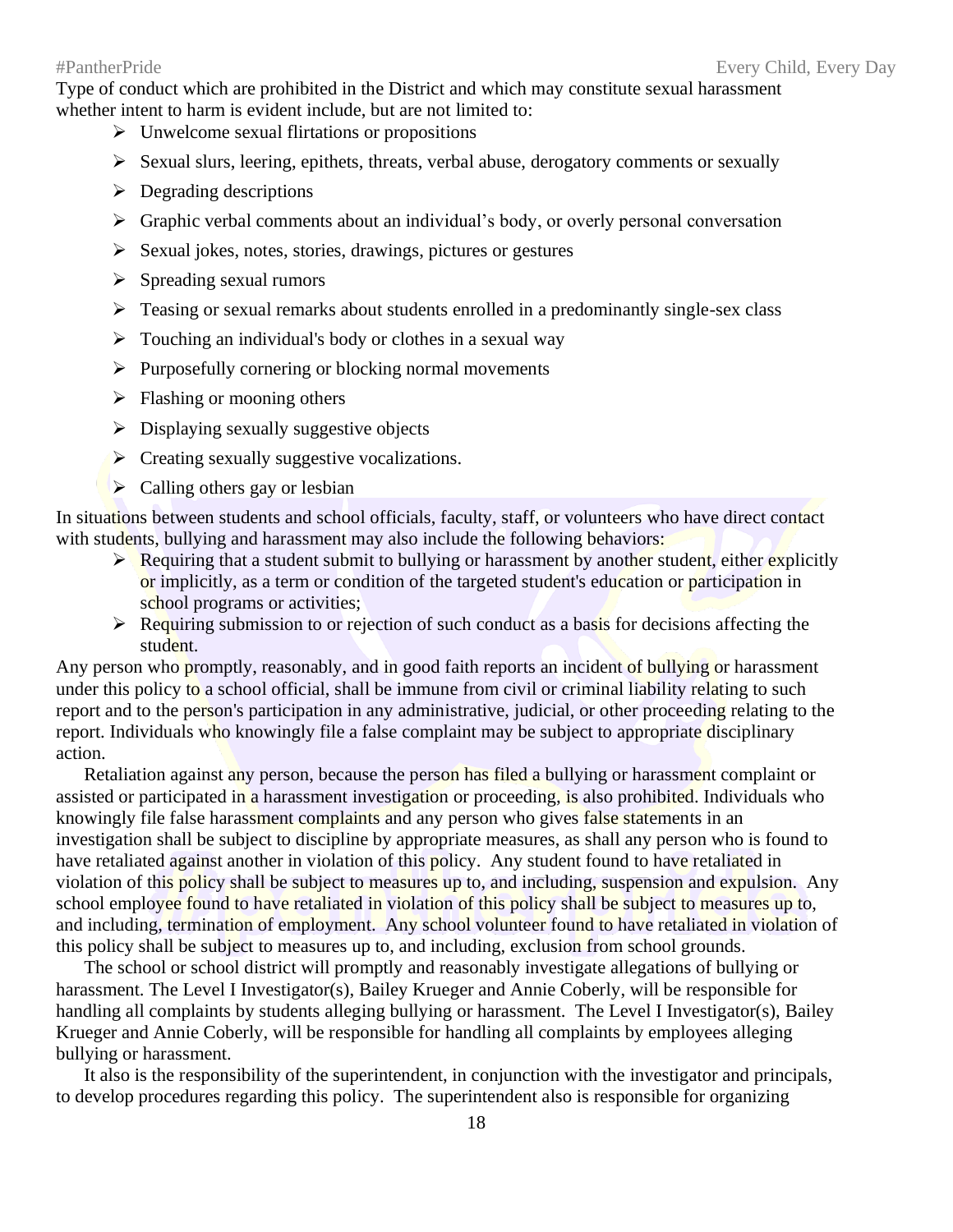Type of conduct which are prohibited in the District and which may constitute sexual harassment whether intent to harm is evident include, but are not limited to:

- Unwelcome sexual flirtations or propositions
- Sexual slurs, leering, epithets, threats, verbal abuse, derogatory comments or sexually
- Degrading descriptions
- Graphic verbal comments about an individual's body, or overly personal conversation
- Sexual jokes, notes, stories, drawings, pictures or gestures
- Spreading sexual rumors
- Teasing or sexual remarks about students enrolled in a predominantly single-sex class
- Touching an individual's body or clothes in a sexual way
- Purposefully cornering or blocking normal movements
- Flashing or mooning others
- Displaying sexually suggestive objects
- Creating sexually suggestive vocalizations.
- Calling others gay or lesbian

In situations between students and school officials, faculty, staff, or volunteers who have direct contact with students, bullying and harassment may also include the following behaviors:

- Requiring that a student submit to bullying or harassment by another student, either explicitly or implicitly, as a term or condition of the targeted student's education or participation in school programs or activities;
- Requiring submission to or rejection of such conduct as a basis for decisions affecting the student.

Any person who promptly, reasonably, and in good faith reports an incident of bullying or harassment under this policy to a school official, shall be immune from civil or criminal liability relating to such report and to the person's participation in any administrative, judicial, or other proceeding relating to the report. Individuals who knowingly file a false complaint may be subject to appropriate disciplinary action.

Retaliation against any person, because the person has filed a bullying or harassment complaint or assisted or participated in a harassment investigation or proceeding, is also prohibited. Individuals who knowingly file false harassment complaints and any person who gives false statements in an investigation shall be subject to discipline by appropriate measures, as shall any person who is found to have retaliated against another in violation of this policy. Any student found to have retaliated in violation of this policy shall be subject to measures up to, and including, suspension and expulsion. Any school employee found to have retaliated in violation of this policy shall be subject to measures up to, and including, termination of employment. Any school volunteer found to have retaliated in violation of this policy shall be subject to measures up to, and including, exclusion from school grounds.

The school or school district will promptly and reasonably investigate allegations of bullying or harassment. The Level I Investigator(s), Bailey Krueger and Annie Coberly, will be responsible for handling all complaints by students alleging bullying or harassment. The Level I Investigator(s), Bailey Krueger and Annie Coberly, will be responsible for handling all complaints by employees alleging bullying or harassment.

It also is the responsibility of the superintendent, in conjunction with the investigator and principals, to develop procedures regarding this policy. The superintendent also is responsible for organizing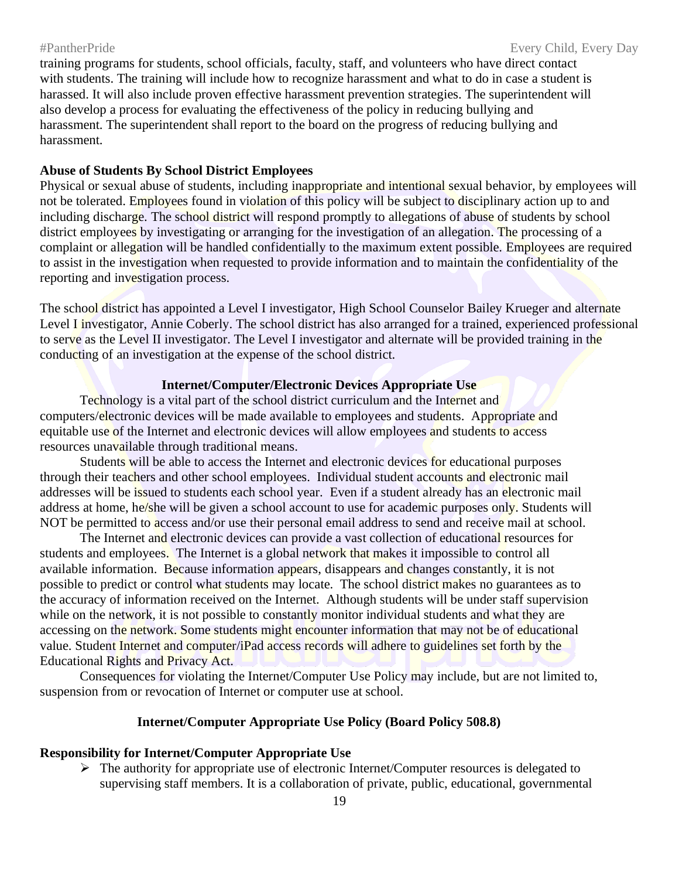training programs for students, school officials, faculty, staff, and volunteers who have direct contact with students. The training will include how to recognize harassment and what to do in case a student is harassed. It will also include proven effective harassment prevention strategies. The superintendent will also develop a process for evaluating the effectiveness of the policy in reducing bullying and harassment. The superintendent shall report to the board on the progress of reducing bullying and harassment.

**Abuse of Students By School District Employees**

Physical or sexual abuse of students, including inappropriate and intentional sexual behavior, by employees will not be tolerated. Employees found in violation of this policy will be subject to disciplinary action up to and including discharge. The school district will respond promptly to allegations of abuse of students by school district employees by investigating or arranging for the investigation of an allegation. The processing of a complaint or allegation will be handled confidentially to the maximum extent possible. Employees are required to assist in the investigation when requested to provide information and to maintain the confidentiality of the reporting and investigation process.

The school district has appointed a Level I investigator, High School Counselor Bailey Krueger and alternate Level I investigator, Annie Coberly. The school district has also arranged for a trained, experienced professional to serve as the Level II investigator. The Level I investigator and alternate will be provided training in the conducting of an investigation at the expense of the school district.

**Internet/Computer/Electronic Devices Appropriate Use**

Technology is a vital part of the school district curriculum and the Internet and computers/electronic devices will be made available to employees and students. Appropriate and equitable use of the Internet and electronic devices will allow employees and students to access resources unavailable through traditional means.

Students will be able to access the Internet and electronic devices for educational purposes through their teachers and other school employees. Individual student accounts and electronic mail addresses will be issued to students each school year. Even if a student already has an electronic mail address at home, he/she will be given a school account to use for academic purposes only. Students will NOT be permitted to access and/or use their personal email address to send and receive mail at school.

The Internet and electronic devices can provide a vast collection of educational resources for students and employees. The Internet is a global network that makes it impossible to control all available information. Because information appears, disappears and changes constantly, it is not possible to predict or control what students may locate. The school district makes no guarantees as to the accuracy of information received on the Internet. Although students will be under staff supervision while on the network, it is not possible to constantly monitor individual students and what they are accessing on the network. Some students might encounter information that may not be of educational value. Student Internet and computer/iPad access records will adhere to guidelines set forth by the Educational Rights and Privacy Act.

Consequences for violating the Internet/Computer Use Policy may include, but are not limited to, suspension from or revocation of Internet or computer use at school.

**Internet/Computer Appropriate Use Policy (Board Policy 508.8)**

**Responsibility for Internet/Computer Appropriate Use**

- The authority for appropriate use of electronic Internet/Computer resources is delegated to supervising staff members. It is a collaboration of private, public, educational, governmental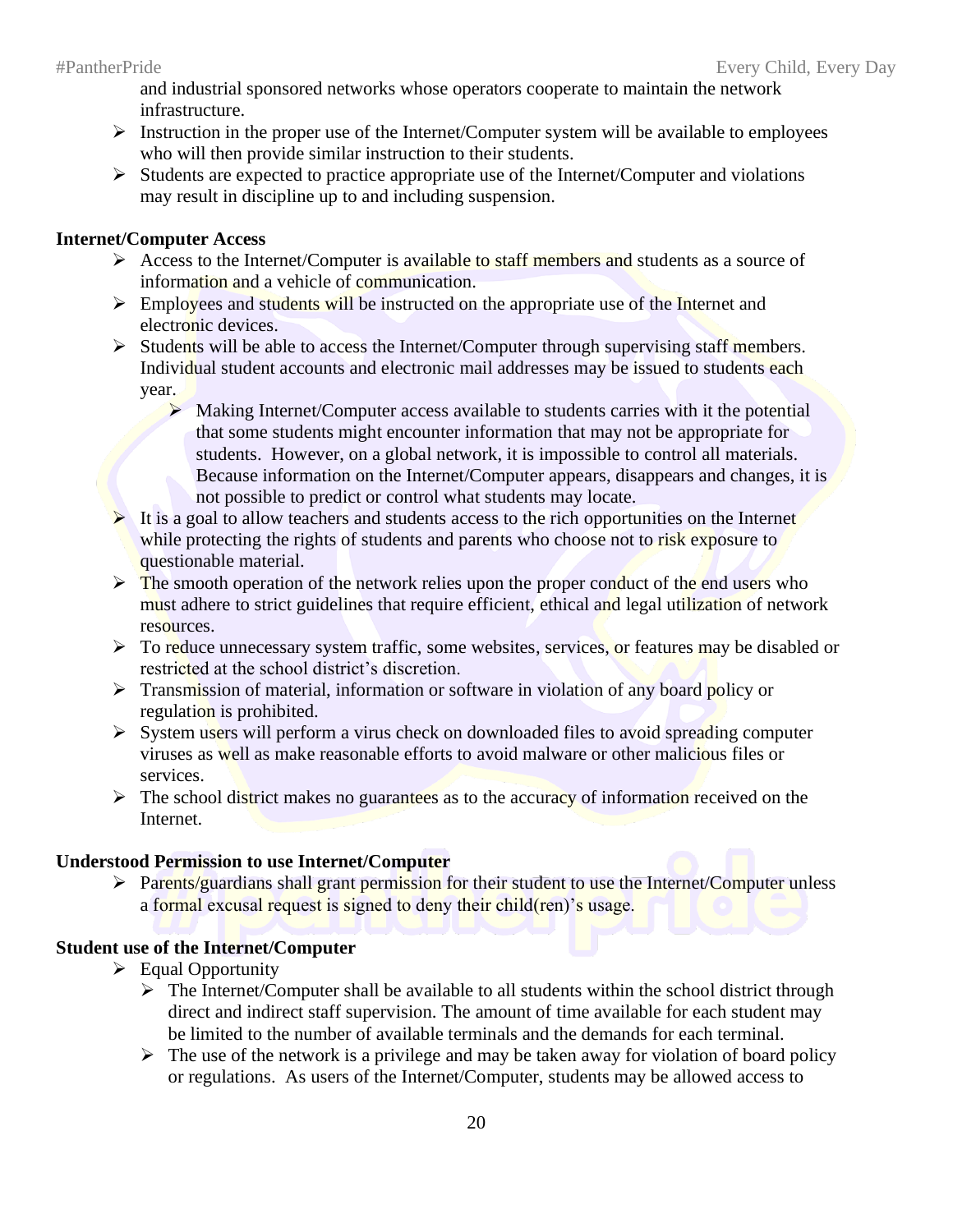and industrial sponsored networks whose operators cooperate to maintain the network infrastructure.

- Instruction in the proper use of the Internet/Computer system will be available to employees who will then provide similar instruction to their students.
- Students are expected to practice appropriate use of the Internet/Computer and violations may result in discipline up to and including suspension.

**Internet/Computer Access**

- Access to the Internet/Computer is available to staff members and students as a source of information and a vehicle of communication.
- Employees and students will be instructed on the appropriate use of the Internet and electronic devices.
- Students will be able to access the Internet/Computer through supervising staff members. Individual student accounts and electronic mail addresses may be issued to students each year.
    - Making Internet/Computer access available to students carries with it the potential that some students might encounter information that may not be appropriate for students. However, on a global network, it is impossible to control all materials. Because information on the Internet/Computer appears, disappears and changes, it is not possible to predict or control what students may locate.
- It is a goal to allow teachers and students access to the rich opportunities on the Internet while protecting the rights of students and parents who choose not to risk exposure to questionable material.
- The smooth operation of the network relies upon the proper conduct of the end users who must adhere to strict guidelines that require efficient, ethical and legal utilization of network resources.
- To reduce unnecessary system traffic, some websites, services, or features may be disabled or restricted at the school district's discretion.
- Transmission of material, information or software in violation of any board policy or regulation is prohibited.
- System users will perform a virus check on downloaded files to avoid spreading computer viruses as well as make reasonable efforts to avoid malware or other malicious files or services.
- The school district makes no guarantees as to the accuracy of information received on the Internet.

**Understood Permission to use Internet/Computer**

- Parents/guardians shall grant permission for their student to use the Internet/Computer unless a formal excusal request is signed to deny their child(ren)'s usage.

**Student use of the Internet/Computer**

- Equal Opportunity
    - The Internet/Computer shall be available to all students within the school district through direct and indirect staff supervision. The amount of time available for each student may be limited to the number of available terminals and the demands for each terminal.
    - The use of the network is a privilege and may be taken away for violation of board policy or regulations. As users of the Internet/Computer, students may be allowed access to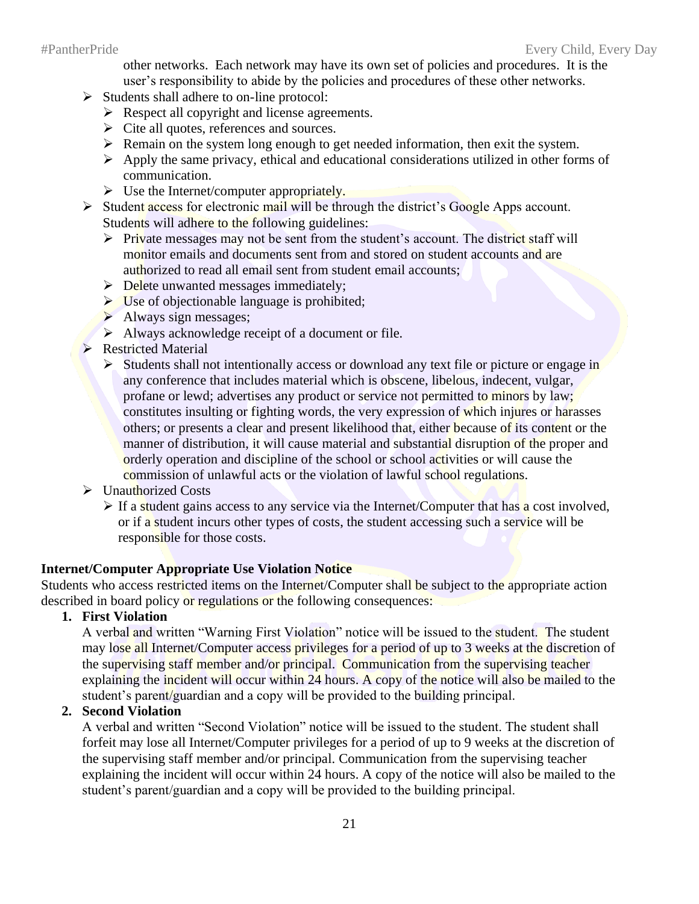other networks. Each network may have its own set of policies and procedures. It is the user's responsibility to abide by the policies and procedures of these other networks.

- Students shall adhere to on-line protocol:
  - Respect all copyright and license agreements.
  - Cite all quotes, references and sources.
  - Remain on the system long enough to get needed information, then exit the system.
  - Apply the same privacy, ethical and educational considerations utilized in other forms of communication.
  - Use the Internet/computer appropriately.
- Student access for electronic mail will be through the district's Google Apps account. Students will adhere to the following guidelines:
  - Private messages may not be sent from the student's account. The district staff will monitor emails and documents sent from and stored on student accounts and are authorized to read all email sent from student email accounts;
  - Delete unwanted messages immediately;
  - Use of objectionable language is prohibited;
  - Always sign messages;
  - Always acknowledge receipt of a document or file.
- Restricted Material
  - Students shall not intentionally access or download any text file or picture or engage in any conference that includes material which is obscene, libelous, indecent, vulgar, profane or lewd; advertises any product or service not permitted to minors by law; constitutes insulting or fighting words, the very expression of which injures or harasses others; or presents a clear and present likelihood that, either because of its content or the manner of distribution, it will cause material and substantial disruption of the proper and orderly operation and discipline of the school or school activities or will cause the commission of unlawful acts or the violation of lawful school regulations.
- Unauthorized Costs
  - If a student gains access to any service via the Internet/Computer that has a cost involved, or if a student incurs other types of costs, the student accessing such a service will be responsible for those costs.

**Internet/Computer Appropriate Use Violation Notice**

Students who access restricted items on the Internet/Computer shall be subject to the appropriate action described in board policy or regulations or the following consequences:

1. **First Violation**
   A verbal and written "Warning First Violation" notice will be issued to the student. The student may lose all Internet/Computer access privileges for a period of up to 3 weeks at the discretion of the supervising staff member and/or principal. Communication from the supervising teacher explaining the incident will occur within 24 hours. A copy of the notice will also be mailed to the student's parent/guardian and a copy will be provided to the building principal.
2. **Second Violation**
   A verbal and written "Second Violation" notice will be issued to the student. The student shall forfeit may lose all Internet/Computer privileges for a period of up to 9 weeks at the discretion of the supervising staff member and/or principal. Communication from the supervising teacher explaining the incident will occur within 24 hours. A copy of the notice will also be mailed to the student's parent/guardian and a copy will be provided to the building principal.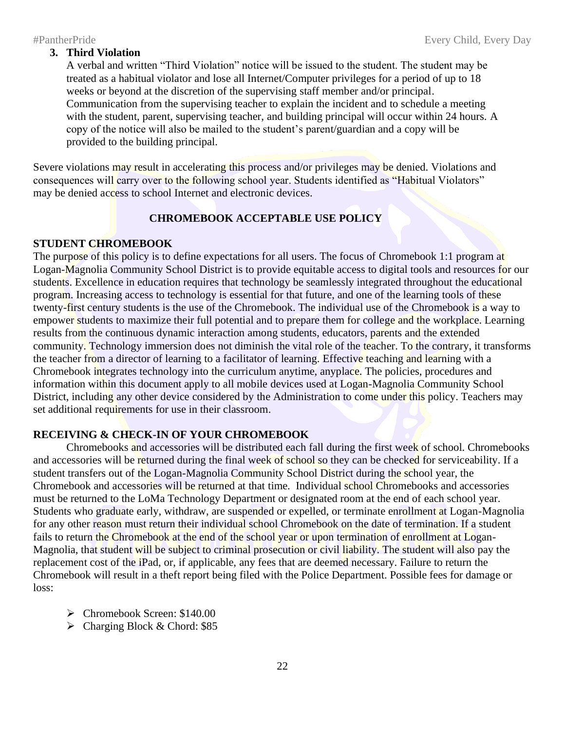3. **Third Violation**
   A verbal and written "Third Violation" notice will be issued to the student. The student may be treated as a habitual violator and lose all Internet/Computer privileges for a period of up to 18 weeks or beyond at the discretion of the supervising staff member and/or principal. Communication from the supervising teacher to explain the incident and to schedule a meeting with the student, parent, supervising teacher, and building principal will occur within 24 hours. A copy of the notice will also be mailed to the student's parent/guardian and a copy will be provided to the building principal.

Severe violations may result in accelerating this process and/or privileges may be denied. Violations and consequences will carry over to the following school year. Students identified as "Habitual Violators" may be denied access to school Internet and electronic devices.

## CHROMEBOOK ACCEPTABLE USE POLICY

### STUDENT CHROMEBOOK

The purpose of this policy is to define expectations for all users. The focus of Chromebook 1:1 program at Logan-Magnolia Community School District is to provide equitable access to digital tools and resources for our students. Excellence in education requires that technology be seamlessly integrated throughout the educational program. Increasing access to technology is essential for that future, and one of the learning tools of these twenty-first century students is the use of the Chromebook. The individual use of the Chromebook is a way to empower students to maximize their full potential and to prepare them for college and the workplace. Learning results from the continuous dynamic interaction among students, educators, parents and the extended community. Technology immersion does not diminish the vital role of the teacher. To the contrary, it transforms the teacher from a director of learning to a facilitator of learning. Effective teaching and learning with a Chromebook integrates technology into the curriculum anytime, anyplace. The policies, procedures and information within this document apply to all mobile devices used at Logan-Magnolia Community School District, including any other device considered by the Administration to come under this policy. Teachers may set additional requirements for use in their classroom.

### RECEIVING & CHECK-IN OF YOUR CHROMEBOOK

Chromebooks and accessories will be distributed each fall during the first week of school. Chromebooks and accessories will be returned during the final week of school so they can be checked for serviceability. If a student transfers out of the Logan-Magnolia Community School District during the school year, the Chromebook and accessories will be returned at that time. Individual school Chromebooks and accessories must be returned to the LoMa Technology Department or designated room at the end of each school year. Students who graduate early, withdraw, are suspended or expelled, or terminate enrollment at Logan-Magnolia for any other reason must return their individual school Chromebook on the date of termination. If a student fails to return the Chromebook at the end of the school year or upon termination of enrollment at Logan-Magnolia, that student will be subject to criminal prosecution or civil liability. The student will also pay the replacement cost of the iPad, or, if applicable, any fees that are deemed necessary. Failure to return the Chromebook will result in a theft report being filed with the Police Department. Possible fees for damage or loss:

- Chromebook Screen: $140.00
- Charging Block & Chord: $85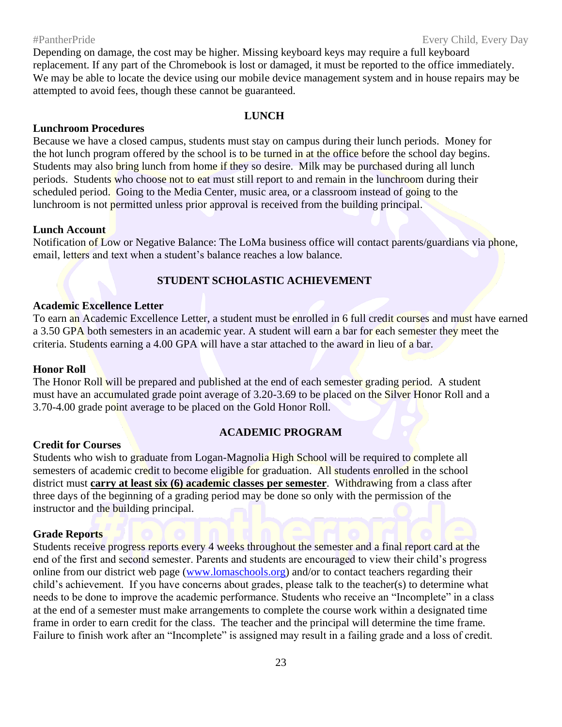Depending on damage, the cost may be higher. Missing keyboard keys may require a full keyboard replacement. If any part of the Chromebook is lost or damaged, it must be reported to the office immediately. We may be able to locate the device using our mobile device management system and in house repairs may be attempted to avoid fees, though these cannot be guaranteed.

## LUNCH

### Lunchroom Procedures

Because we have a closed campus, students must stay on campus during their lunch periods. Money for the hot lunch program offered by the school is to be turned in at the office before the school day begins. Students may also bring lunch from home if they so desire. Milk may be purchased during all lunch periods. Students who choose not to eat must still report to and remain in the lunchroom during their scheduled period. Going to the Media Center, music area, or a classroom instead of going to the lunchroom is not permitted unless prior approval is received from the building principal.

### Lunch Account

Notification of Low or Negative Balance: The LoMa business office will contact parents/guardians via phone, email, letters and text when a student's balance reaches a low balance.

## STUDENT SCHOLASTIC ACHIEVEMENT

### Academic Excellence Letter

To earn an Academic Excellence Letter, a student must be enrolled in 6 full credit courses and must have earned a 3.50 GPA both semesters in an academic year. A student will earn a bar for each semester they meet the criteria. Students earning a 4.00 GPA will have a star attached to the award in lieu of a bar.

### Honor Roll

The Honor Roll will be prepared and published at the end of each semester grading period. A student must have an accumulated grade point average of 3.20-3.69 to be placed on the Silver Honor Roll and a 3.70-4.00 grade point average to be placed on the Gold Honor Roll.

## ACADEMIC PROGRAM

### Credit for Courses

Students who wish to graduate from Logan-Magnolia High School will be required to complete all semesters of academic credit to become eligible for graduation. All students enrolled in the school district must **carry at least six (6) academic classes per semester**. Withdrawing from a class after three days of the beginning of a grading period may be done so only with the permission of the instructor and the building principal.

### Grade Reports

Students receive progress reports every 4 weeks throughout the semester and a final report card at the end of the first and second semester. Parents and students are encouraged to view their child's progress online from our district web page (www.lomaschools.org) and/or to contact teachers regarding their child's achievement. If you have concerns about grades, please talk to the teacher(s) to determine what needs to be done to improve the academic performance. Students who receive an "Incomplete" in a class at the end of a semester must make arrangements to complete the course work within a designated time frame in order to earn credit for the class. The teacher and the principal will determine the time frame. Failure to finish work after an "Incomplete" is assigned may result in a failing grade and a loss of credit.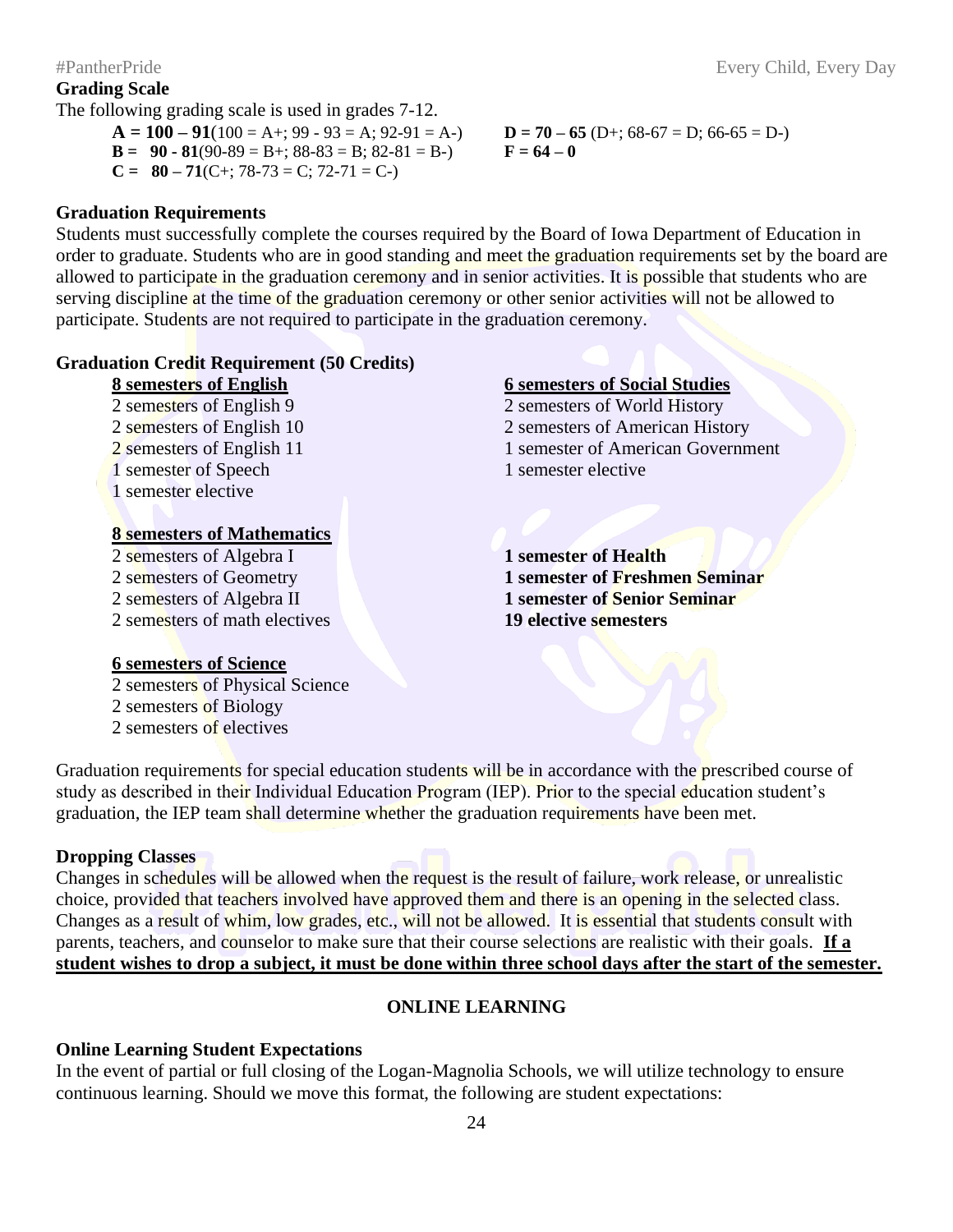## Grading Scale

The following grading scale is used in grades 7-12.

**A = 100 – 91**(100 = A+; 99 - 93 = A; 92-91 = A-)
**B = 90 - 81**(90-89 = B+; 88-83 = B; 82-81 = B-)
**C = 80 – 71**(C+; 78-73 = C; 72-71 = C-)
**D = 70 – 65** (D+; 68-67 = D; 66-65 = D-)
**F = 64 – 0**

## Graduation Requirements

Students must successfully complete the courses required by the Board of Iowa Department of Education in order to graduate. Students who are in good standing and meet the graduation requirements set by the board are allowed to participate in the graduation ceremony and in senior activities. It is possible that students who are serving discipline at the time of the graduation ceremony or other senior activities will not be allowed to participate. Students are not required to participate in the graduation ceremony.

## Graduation Credit Requirement (50 Credits)

**8 semesters of English**
2 semesters of English 9
2 semesters of English 10
2 semesters of English 11
1 semester of Speech
1 semester elective

**8 semesters of Mathematics**
2 semesters of Algebra I
2 semesters of Geometry
2 semesters of Algebra II
2 semesters of math electives

**6 semesters of Science**
2 semesters of Physical Science
2 semesters of Biology
2 semesters of electives

**6 semesters of Social Studies**
2 semesters of World History
2 semesters of American History
1 semester of American Government
1 semester elective

**1 semester of Health**
**1 semester of Freshmen Seminar**
**1 semester of Senior Seminar**
**19 elective semesters**

Graduation requirements for special education students will be in accordance with the prescribed course of study as described in their Individual Education Program (IEP). Prior to the special education student's graduation, the IEP team shall determine whether the graduation requirements have been met.

## Dropping Classes

Changes in schedules will be allowed when the request is the result of failure, work release, or unrealistic choice, provided that teachers involved have approved them and there is an opening in the selected class. Changes as a result of whim, low grades, etc., will not be allowed. It is essential that students consult with parents, teachers, and counselor to make sure that their course selections are realistic with their goals. **If a student wishes to drop a subject, it must be done within three school days after the start of the semester.**

# ONLINE LEARNING

## Online Learning Student Expectations

In the event of partial or full closing of the Logan-Magnolia Schools, we will utilize technology to ensure continuous learning. Should we move this format, the following are student expectations: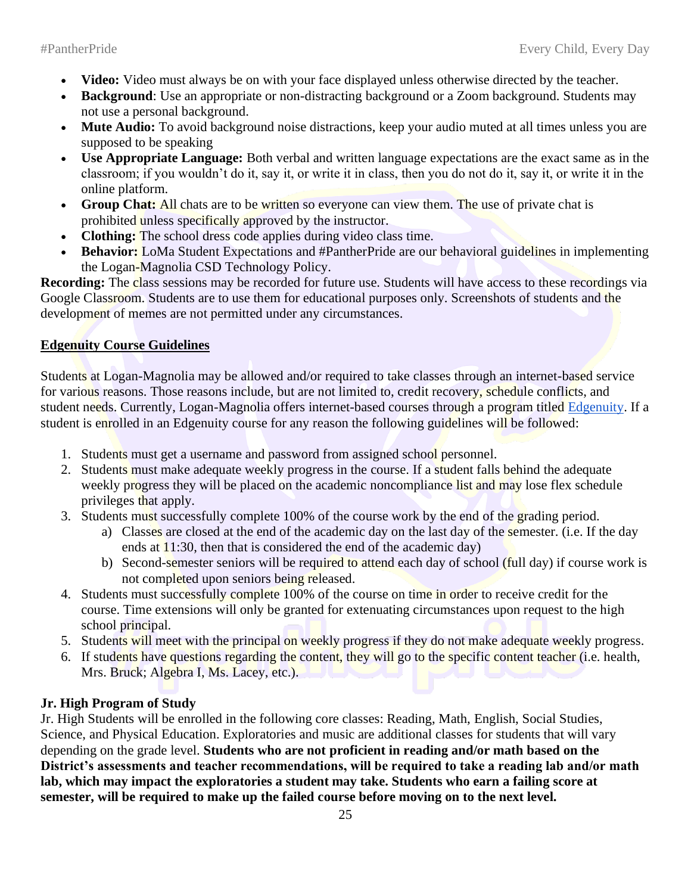- **Video:** Video must always be on with your face displayed unless otherwise directed by the teacher.
- **Background**: Use an appropriate or non-distracting background or a Zoom background. Students may not use a personal background.
- **Mute Audio:** To avoid background noise distractions, keep your audio muted at all times unless you are supposed to be speaking
- **Use Appropriate Language:** Both verbal and written language expectations are the exact same as in the classroom; if you wouldn't do it, say it, or write it in class, then you do not do it, say it, or write it in the online platform.
- **Group Chat:** All chats are to be written so everyone can view them. The use of private chat is prohibited unless specifically approved by the instructor.
- **Clothing:** The school dress code applies during video class time.
- **Behavior:** LoMa Student Expectations and #PantherPride are our behavioral guidelines in implementing the Logan-Magnolia CSD Technology Policy.

**Recording:** The class sessions may be recorded for future use. Students will have access to these recordings via Google Classroom. Students are to use them for educational purposes only. Screenshots of students and the development of memes are not permitted under any circumstances.

**Edgenuity Course Guidelines**

Students at Logan-Magnolia may be allowed and/or required to take classes through an internet-based service for various reasons. Those reasons include, but are not limited to, credit recovery, schedule conflicts, and student needs. Currently, Logan-Magnolia offers internet-based courses through a program titled Edgenuity. If a student is enrolled in an Edgenuity course for any reason the following guidelines will be followed:

1. Students must get a username and password from assigned school personnel.
2. Students must make adequate weekly progress in the course. If a student falls behind the adequate weekly progress they will be placed on the academic noncompliance list and may lose flex schedule privileges that apply.
3. Students must successfully complete 100% of the course work by the end of the grading period.
   a) Classes are closed at the end of the academic day on the last day of the semester. (i.e. If the day ends at 11:30, then that is considered the end of the academic day)
   b) Second-semester seniors will be required to attend each day of school (full day) if course work is not completed upon seniors being released.
4. Students must successfully complete 100% of the course on time in order to receive credit for the course. Time extensions will only be granted for extenuating circumstances upon request to the high school principal.
5. Students will meet with the principal on weekly progress if they do not make adequate weekly progress.
6. If students have questions regarding the content, they will go to the specific content teacher (i.e. health, Mrs. Bruck; Algebra I, Ms. Lacey, etc.).

**Jr. High Program of Study**

Jr. High Students will be enrolled in the following core classes: Reading, Math, English, Social Studies, Science, and Physical Education. Exploratories and music are additional classes for students that will vary depending on the grade level. **Students who are not proficient in reading and/or math based on the District's assessments and teacher recommendations, will be required to take a reading lab and/or math lab, which may impact the exploratories a student may take. Students who earn a failing score at semester, will be required to make up the failed course before moving on to the next level.**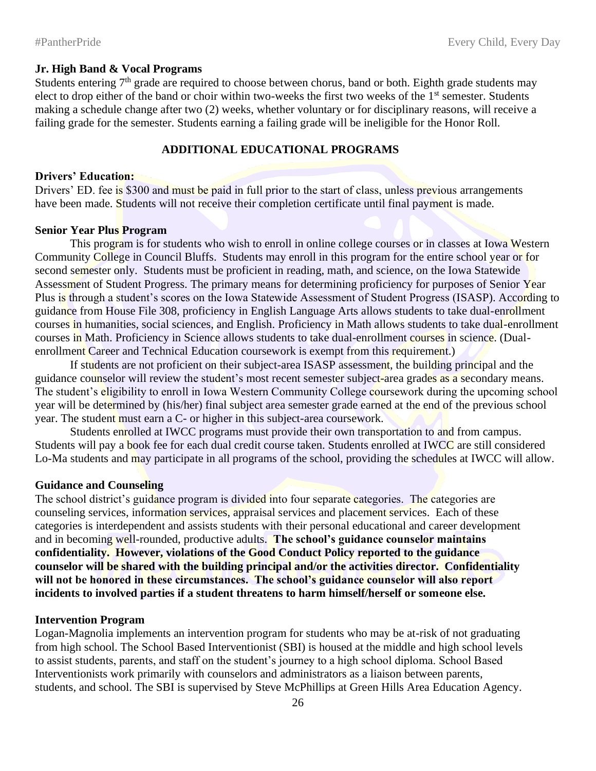### Jr. High Band & Vocal Programs

Students entering 7th grade are required to choose between chorus, band or both. Eighth grade students may elect to drop either of the band or choir within two-weeks the first two weeks of the 1st semester. Students making a schedule change after two (2) weeks, whether voluntary or for disciplinary reasons, will receive a failing grade for the semester. Students earning a failing grade will be ineligible for the Honor Roll.

## ADDITIONAL EDUCATIONAL PROGRAMS

### Drivers' Education:

Drivers' ED. fee is $300 and must be paid in full prior to the start of class, unless previous arrangements have been made. Students will not receive their completion certificate until final payment is made.

### Senior Year Plus Program

This program is for students who wish to enroll in online college courses or in classes at Iowa Western Community College in Council Bluffs. Students may enroll in this program for the entire school year or for second semester only. Students must be proficient in reading, math, and science, on the Iowa Statewide Assessment of Student Progress. The primary means for determining proficiency for purposes of Senior Year Plus is through a student's scores on the Iowa Statewide Assessment of Student Progress (ISASP). According to guidance from House File 308, proficiency in English Language Arts allows students to take dual-enrollment courses in humanities, social sciences, and English. Proficiency in Math allows students to take dual-enrollment courses in Math. Proficiency in Science allows students to take dual-enrollment courses in science. (Dual-enrollment Career and Technical Education coursework is exempt from this requirement.)

If students are not proficient on their subject-area ISASP assessment, the building principal and the guidance counselor will review the student's most recent semester subject-area grades as a secondary means. The student's eligibility to enroll in Iowa Western Community College coursework during the upcoming school year will be determined by (his/her) final subject area semester grade earned at the end of the previous school year. The student must earn a C- or higher in this subject-area coursework.

Students enrolled at IWCC programs must provide their own transportation to and from campus. Students will pay a book fee for each dual credit course taken. Students enrolled at IWCC are still considered Lo-Ma students and may participate in all programs of the school, providing the schedules at IWCC will allow.

### Guidance and Counseling

The school district's guidance program is divided into four separate categories. The categories are counseling services, information services, appraisal services and placement services. Each of these categories is interdependent and assists students with their personal educational and career development and in becoming well-rounded, productive adults. **The school's guidance counselor maintains confidentiality. However, violations of the Good Conduct Policy reported to the guidance counselor will be shared with the building principal and/or the activities director. Confidentiality will not be honored in these circumstances. The school's guidance counselor will also report incidents to involved parties if a student threatens to harm himself/herself or someone else.**

### Intervention Program

Logan-Magnolia implements an intervention program for students who may be at-risk of not graduating from high school. The School Based Interventionist (SBI) is housed at the middle and high school levels to assist students, parents, and staff on the student's journey to a high school diploma. School Based Interventionists work primarily with counselors and administrators as a liaison between parents, students, and school. The SBI is supervised by Steve McPhillips at Green Hills Area Education Agency.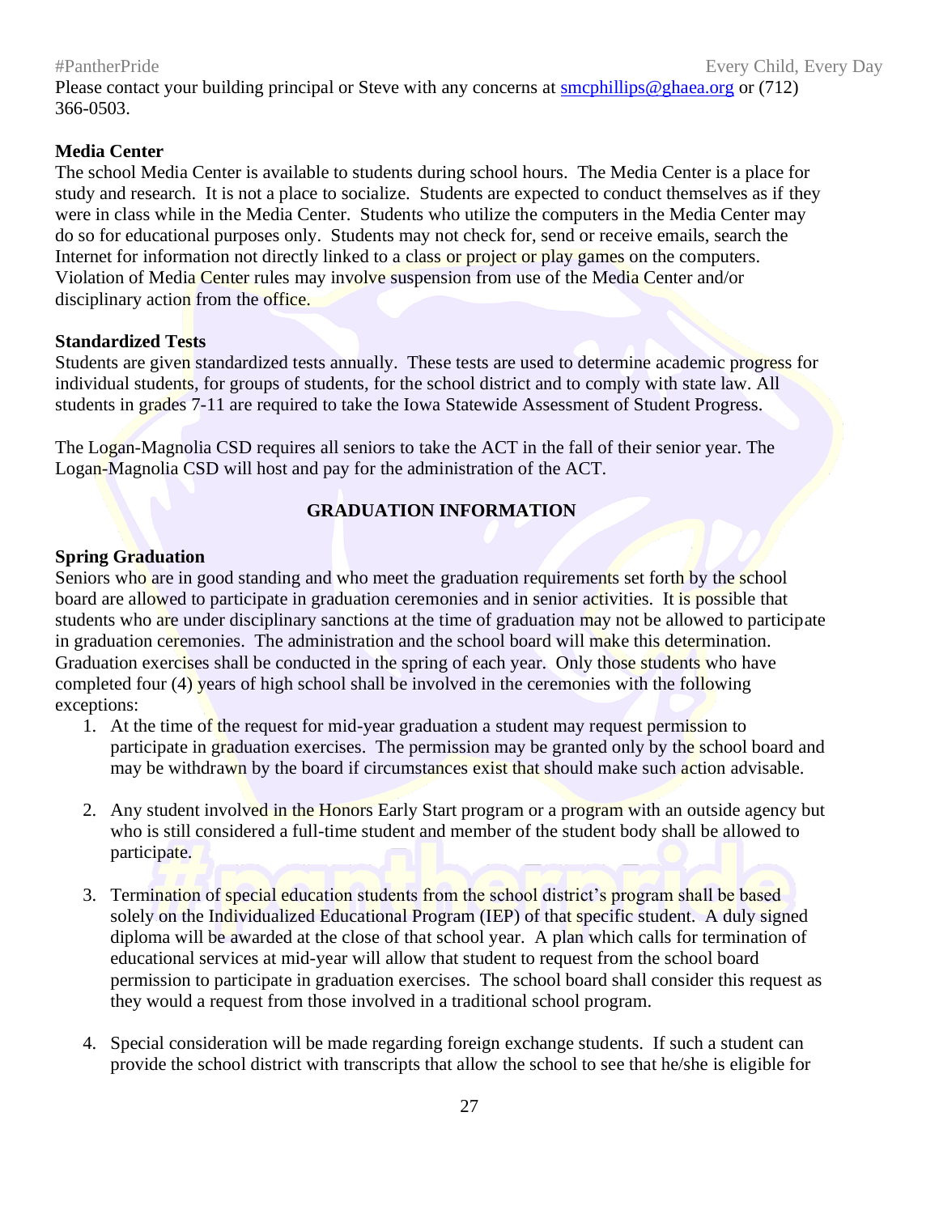Please contact your building principal or Steve with any concerns at smcphillips@ghaea.org or (712) 366-0503.

**Media Center**

The school Media Center is available to students during school hours. The Media Center is a place for study and research. It is not a place to socialize. Students are expected to conduct themselves as if they were in class while in the Media Center. Students who utilize the computers in the Media Center may do so for educational purposes only. Students may not check for, send or receive emails, search the Internet for information not directly linked to a class or project or play games on the computers. Violation of Media Center rules may involve suspension from use of the Media Center and/or disciplinary action from the office.

**Standardized Tests**

Students are given standardized tests annually. These tests are used to determine academic progress for individual students, for groups of students, for the school district and to comply with state law. All students in grades 7-11 are required to take the Iowa Statewide Assessment of Student Progress.

The Logan-Magnolia CSD requires all seniors to take the ACT in the fall of their senior year. The Logan-Magnolia CSD will host and pay for the administration of the ACT.

## GRADUATION INFORMATION

**Spring Graduation**

Seniors who are in good standing and who meet the graduation requirements set forth by the school board are allowed to participate in graduation ceremonies and in senior activities. It is possible that students who are under disciplinary sanctions at the time of graduation may not be allowed to participate in graduation ceremonies. The administration and the school board will make this determination. Graduation exercises shall be conducted in the spring of each year. Only those students who have completed four (4) years of high school shall be involved in the ceremonies with the following exceptions:

1. At the time of the request for mid-year graduation a student may request permission to participate in graduation exercises. The permission may be granted only by the school board and may be withdrawn by the board if circumstances exist that should make such action advisable.

2. Any student involved in the Honors Early Start program or a program with an outside agency but who is still considered a full-time student and member of the student body shall be allowed to participate.

3. Termination of special education students from the school district's program shall be based solely on the Individualized Educational Program (IEP) of that specific student. A duly signed diploma will be awarded at the close of that school year. A plan which calls for termination of educational services at mid-year will allow that student to request from the school board permission to participate in graduation exercises. The school board shall consider this request as they would a request from those involved in a traditional school program.

4. Special consideration will be made regarding foreign exchange students. If such a student can provide the school district with transcripts that allow the school to see that he/she is eligible for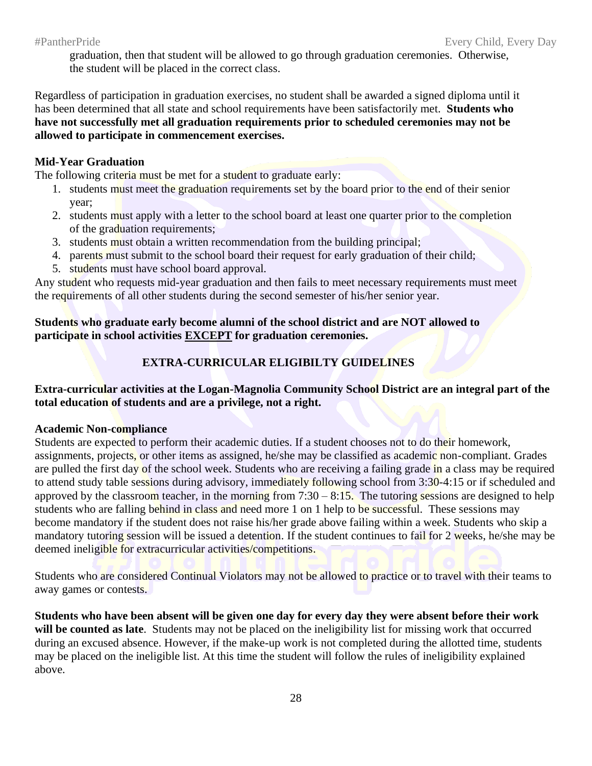graduation, then that student will be allowed to go through graduation ceremonies. Otherwise, the student will be placed in the correct class.

Regardless of participation in graduation exercises, no student shall be awarded a signed diploma until it has been determined that all state and school requirements have been satisfactorily met. **Students who have not successfully met all graduation requirements prior to scheduled ceremonies may not be allowed to participate in commencement exercises.**

**Mid-Year Graduation**

The following criteria must be met for a student to graduate early:

1. students must meet the graduation requirements set by the board prior to the end of their senior year;
2. students must apply with a letter to the school board at least one quarter prior to the completion of the graduation requirements;
3. students must obtain a written recommendation from the building principal;
4. parents must submit to the school board their request for early graduation of their child;
5. students must have school board approval.

Any student who requests mid-year graduation and then fails to meet necessary requirements must meet the requirements of all other students during the second semester of his/her senior year.

**Students who graduate early become alumni of the school district and are NOT allowed to participate in school activities <u>EXCEPT</u> for graduation ceremonies.**

## EXTRA-CURRICULAR ELIGIBILTY GUIDELINES

**Extra-curricular activities at the Logan-Magnolia Community School District are an integral part of the total education of students and are a privilege, not a right.**

**Academic Non-compliance**

Students are expected to perform their academic duties. If a student chooses not to do their homework, assignments, projects, or other items as assigned, he/she may be classified as academic non-compliant. Grades are pulled the first day of the school week. Students who are receiving a failing grade in a class may be required to attend study table sessions during advisory, immediately following school from 3:30-4:15 or if scheduled and approved by the classroom teacher, in the morning from 7:30 – 8:15. The tutoring sessions are designed to help students who are falling behind in class and need more 1 on 1 help to be successful. These sessions may become mandatory if the student does not raise his/her grade above failing within a week. Students who skip a mandatory tutoring session will be issued a detention. If the student continues to fail for 2 weeks, he/she may be deemed ineligible for extracurricular activities/competitions.

Students who are considered Continual Violators may not be allowed to practice or to travel with their teams to away games or contests.

**Students who have been absent will be given one day for every day they were absent before their work will be counted as late**. Students may not be placed on the ineligibility list for missing work that occurred during an excused absence. However, if the make-up work is not completed during the allotted time, students may be placed on the ineligible list. At this time the student will follow the rules of ineligibility explained above.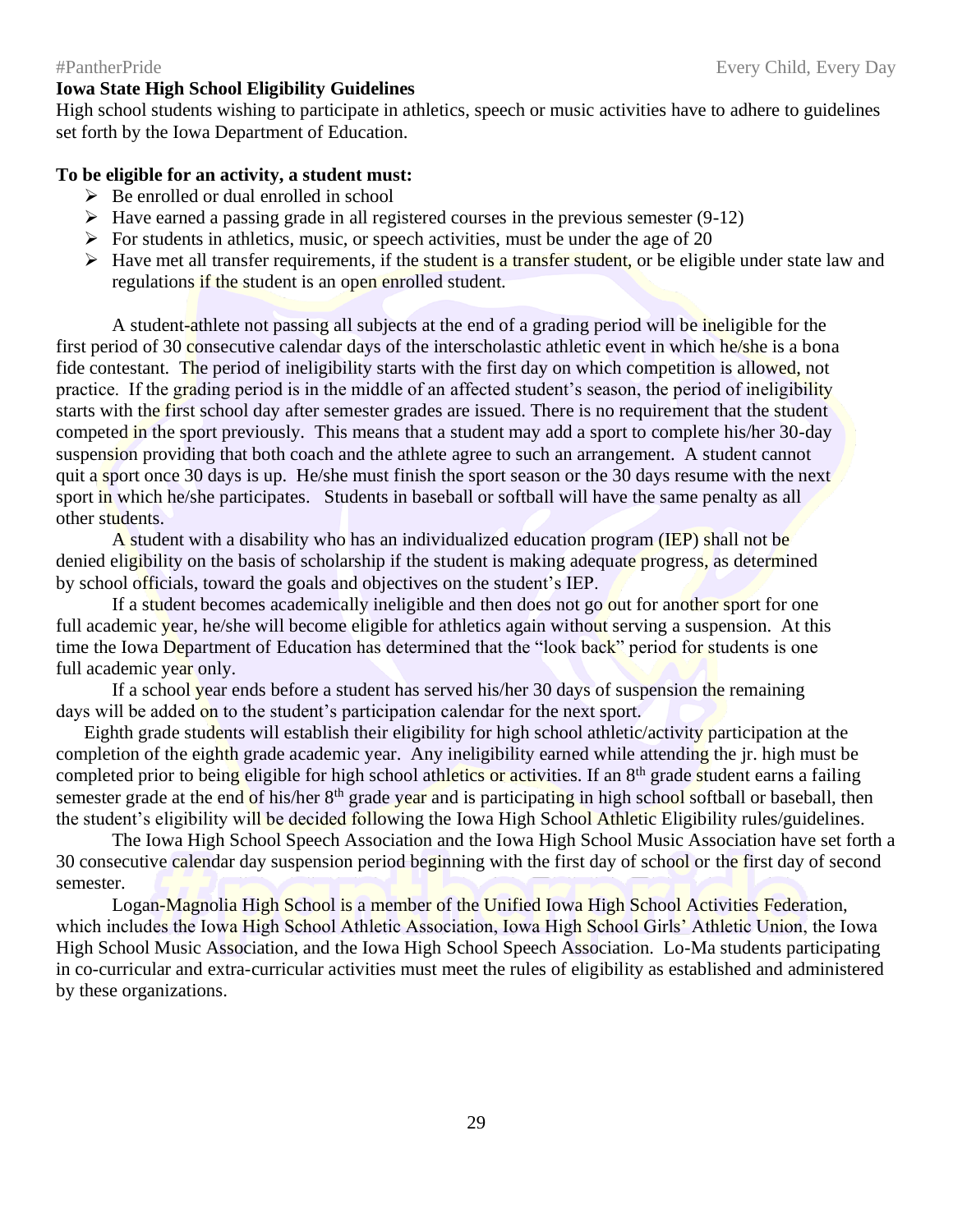**Iowa State High School Eligibility Guidelines**

High school students wishing to participate in athletics, speech or music activities have to adhere to guidelines set forth by the Iowa Department of Education.

**To be eligible for an activity, a student must:**

- Be enrolled or dual enrolled in school
- Have earned a passing grade in all registered courses in the previous semester (9-12)
- For students in athletics, music, or speech activities, must be under the age of 20
- Have met all transfer requirements, if the student is a transfer student, or be eligible under state law and regulations if the student is an open enrolled student.

A student-athlete not passing all subjects at the end of a grading period will be ineligible for the first period of 30 consecutive calendar days of the interscholastic athletic event in which he/she is a bona fide contestant. The period of ineligibility starts with the first day on which competition is allowed, not practice. If the grading period is in the middle of an affected student's season, the period of ineligibility starts with the first school day after semester grades are issued. There is no requirement that the student competed in the sport previously. This means that a student may add a sport to complete his/her 30-day suspension providing that both coach and the athlete agree to such an arrangement. A student cannot quit a sport once 30 days is up. He/she must finish the sport season or the 30 days resume with the next sport in which he/she participates. Students in baseball or softball will have the same penalty as all other students.

A student with a disability who has an individualized education program (IEP) shall not be denied eligibility on the basis of scholarship if the student is making adequate progress, as determined by school officials, toward the goals and objectives on the student's IEP.

If a student becomes academically ineligible and then does not go out for another sport for one full academic year, he/she will become eligible for athletics again without serving a suspension. At this time the Iowa Department of Education has determined that the "look back" period for students is one full academic year only.

If a school year ends before a student has served his/her 30 days of suspension the remaining days will be added on to the student's participation calendar for the next sport.

Eighth grade students will establish their eligibility for high school athletic/activity participation at the completion of the eighth grade academic year. Any ineligibility earned while attending the jr. high must be completed prior to being eligible for high school athletics or activities. If an 8th grade student earns a failing semester grade at the end of his/her 8th grade year and is participating in high school softball or baseball, then the student's eligibility will be decided following the Iowa High School Athletic Eligibility rules/guidelines.

The Iowa High School Speech Association and the Iowa High School Music Association have set forth a 30 consecutive calendar day suspension period beginning with the first day of school or the first day of second semester.

Logan-Magnolia High School is a member of the Unified Iowa High School Activities Federation, which includes the Iowa High School Athletic Association, Iowa High School Girls' Athletic Union, the Iowa High School Music Association, and the Iowa High School Speech Association. Lo-Ma students participating in co-curricular and extra-curricular activities must meet the rules of eligibility as established and administered by these organizations.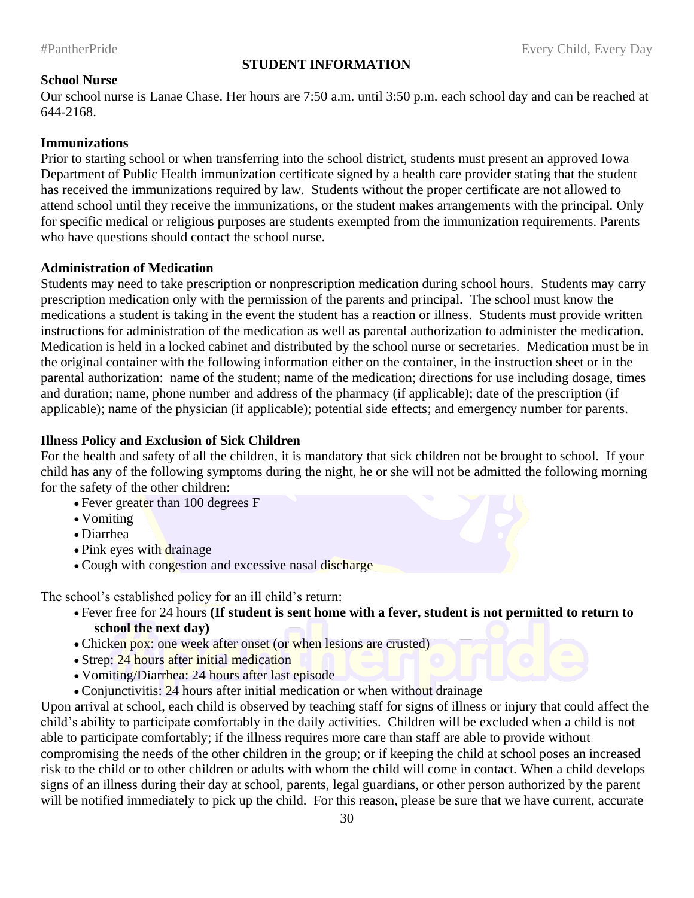## STUDENT INFORMATION

**School Nurse**

Our school nurse is Lanae Chase. Her hours are 7:50 a.m. until 3:50 p.m. each school day and can be reached at 644-2168.

**Immunizations**

Prior to starting school or when transferring into the school district, students must present an approved Iowa Department of Public Health immunization certificate signed by a health care provider stating that the student has received the immunizations required by law. Students without the proper certificate are not allowed to attend school until they receive the immunizations, or the student makes arrangements with the principal. Only for specific medical or religious purposes are students exempted from the immunization requirements. Parents who have questions should contact the school nurse.

**Administration of Medication**

Students may need to take prescription or nonprescription medication during school hours. Students may carry prescription medication only with the permission of the parents and principal. The school must know the medications a student is taking in the event the student has a reaction or illness. Students must provide written instructions for administration of the medication as well as parental authorization to administer the medication. Medication is held in a locked cabinet and distributed by the school nurse or secretaries. Medication must be in the original container with the following information either on the container, in the instruction sheet or in the parental authorization: name of the student; name of the medication; directions for use including dosage, times and duration; name, phone number and address of the pharmacy (if applicable); date of the prescription (if applicable); name of the physician (if applicable); potential side effects; and emergency number for parents.

**Illness Policy and Exclusion of Sick Children**

For the health and safety of all the children, it is mandatory that sick children not be brought to school. If your child has any of the following symptoms during the night, he or she will not be admitted the following morning for the safety of the other children:

- Fever greater than 100 degrees F
- Vomiting
- Diarrhea
- Pink eyes with drainage
- Cough with congestion and excessive nasal discharge

The school's established policy for an ill child's return:

- Fever free for 24 hours **(If student is sent home with a fever, student is not permitted to return to school the next day)**
- Chicken pox: one week after onset (or when lesions are crusted)
- Strep: 24 hours after initial medication
- Vomiting/Diarrhea: 24 hours after last episode
- Conjunctivitis: 24 hours after initial medication or when without drainage

Upon arrival at school, each child is observed by teaching staff for signs of illness or injury that could affect the child's ability to participate comfortably in the daily activities. Children will be excluded when a child is not able to participate comfortably; if the illness requires more care than staff are able to provide without compromising the needs of the other children in the group; or if keeping the child at school poses an increased risk to the child or to other children or adults with whom the child will come in contact. When a child develops signs of an illness during their day at school, parents, legal guardians, or other person authorized by the parent will be notified immediately to pick up the child. For this reason, please be sure that we have current, accurate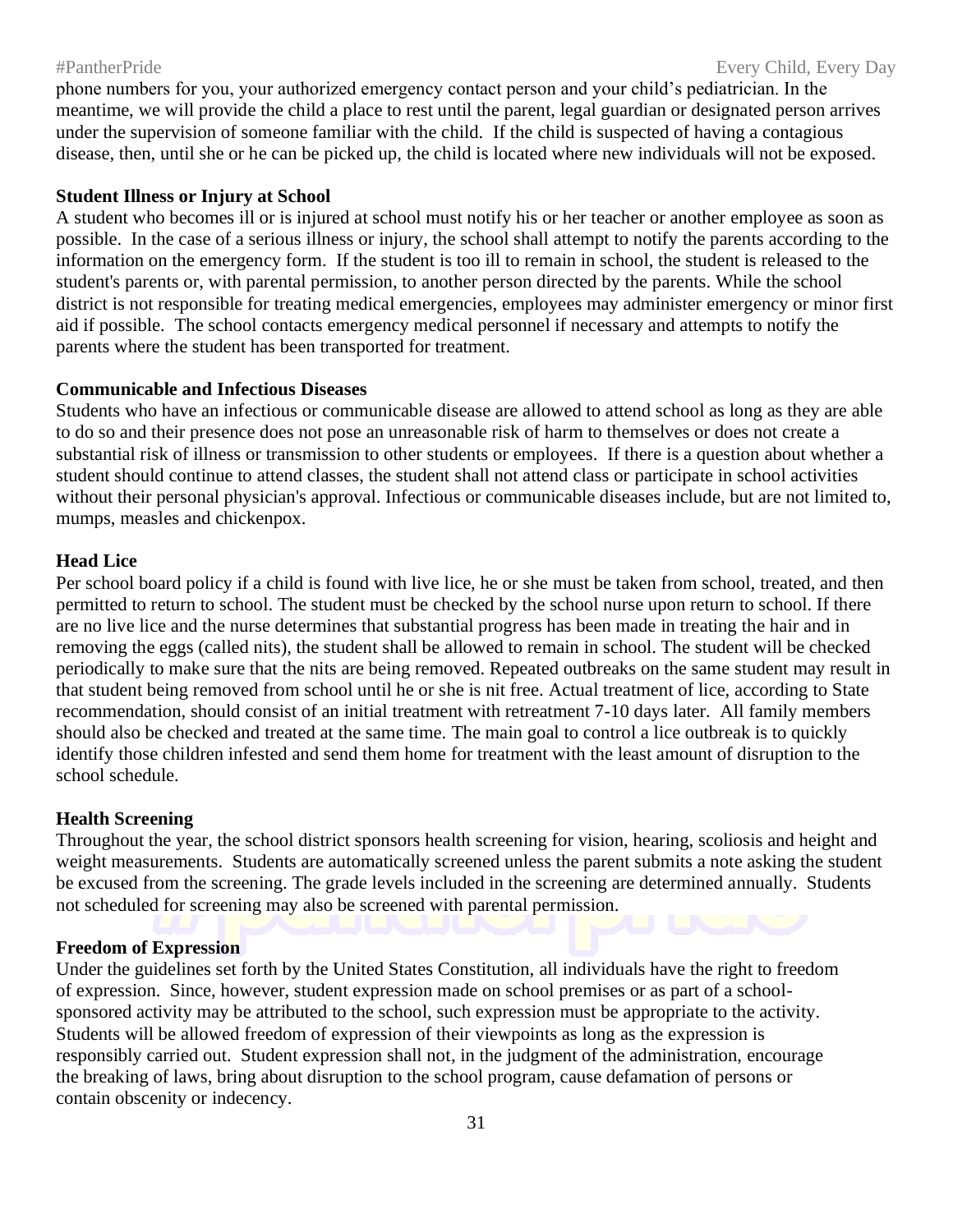phone numbers for you, your authorized emergency contact person and your child's pediatrician. In the meantime, we will provide the child a place to rest until the parent, legal guardian or designated person arrives under the supervision of someone familiar with the child. If the child is suspected of having a contagious disease, then, until she or he can be picked up, the child is located where new individuals will not be exposed.

**Student Illness or Injury at School**

A student who becomes ill or is injured at school must notify his or her teacher or another employee as soon as possible. In the case of a serious illness or injury, the school shall attempt to notify the parents according to the information on the emergency form. If the student is too ill to remain in school, the student is released to the student's parents or, with parental permission, to another person directed by the parents. While the school district is not responsible for treating medical emergencies, employees may administer emergency or minor first aid if possible. The school contacts emergency medical personnel if necessary and attempts to notify the parents where the student has been transported for treatment.

**Communicable and Infectious Diseases**

Students who have an infectious or communicable disease are allowed to attend school as long as they are able to do so and their presence does not pose an unreasonable risk of harm to themselves or does not create a substantial risk of illness or transmission to other students or employees. If there is a question about whether a student should continue to attend classes, the student shall not attend class or participate in school activities without their personal physician's approval. Infectious or communicable diseases include, but are not limited to, mumps, measles and chickenpox.

**Head Lice**

Per school board policy if a child is found with live lice, he or she must be taken from school, treated, and then permitted to return to school. The student must be checked by the school nurse upon return to school. If there are no live lice and the nurse determines that substantial progress has been made in treating the hair and in removing the eggs (called nits), the student shall be allowed to remain in school. The student will be checked periodically to make sure that the nits are being removed. Repeated outbreaks on the same student may result in that student being removed from school until he or she is nit free. Actual treatment of lice, according to State recommendation, should consist of an initial treatment with retreatment 7-10 days later. All family members should also be checked and treated at the same time. The main goal to control a lice outbreak is to quickly identify those children infested and send them home for treatment with the least amount of disruption to the school schedule.

**Health Screening**

Throughout the year, the school district sponsors health screening for vision, hearing, scoliosis and height and weight measurements. Students are automatically screened unless the parent submits a note asking the student be excused from the screening. The grade levels included in the screening are determined annually. Students not scheduled for screening may also be screened with parental permission.

**Freedom of Expression**

Under the guidelines set forth by the United States Constitution, all individuals have the right to freedom of expression. Since, however, student expression made on school premises or as part of a school-sponsored activity may be attributed to the school, such expression must be appropriate to the activity. Students will be allowed freedom of expression of their viewpoints as long as the expression is responsibly carried out. Student expression shall not, in the judgment of the administration, encourage the breaking of laws, bring about disruption to the school program, cause defamation of persons or contain obscenity or indecency.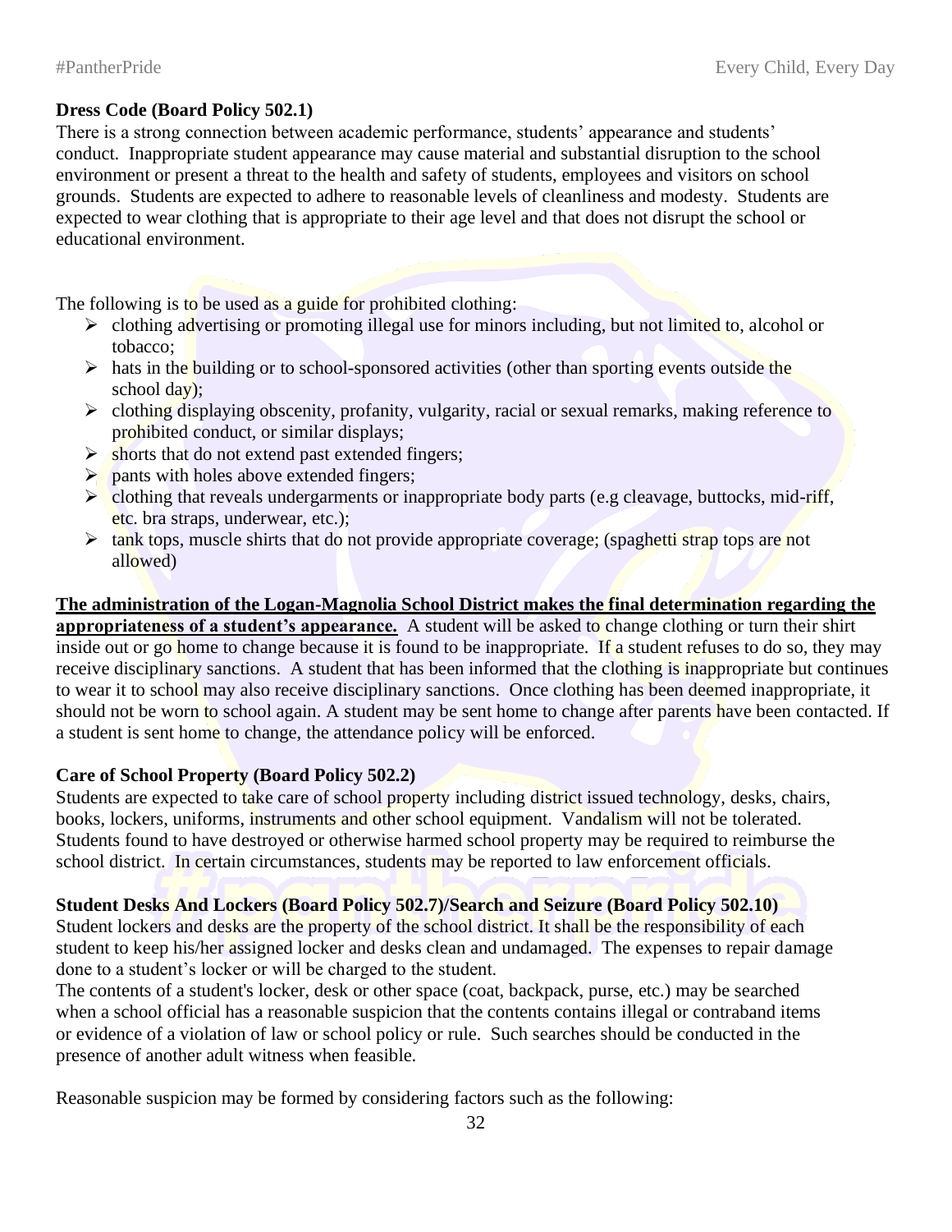**Dress Code (Board Policy 502.1)**

There is a strong connection between academic performance, students' appearance and students' conduct. Inappropriate student appearance may cause material and substantial disruption to the school environment or present a threat to the health and safety of students, employees and visitors on school grounds. Students are expected to adhere to reasonable levels of cleanliness and modesty. Students are expected to wear clothing that is appropriate to their age level and that does not disrupt the school or educational environment.

The following is to be used as a guide for prohibited clothing:

- clothing advertising or promoting illegal use for minors including, but not limited to, alcohol or tobacco;
- hats in the building or to school-sponsored activities (other than sporting events outside the school day);
- clothing displaying obscenity, profanity, vulgarity, racial or sexual remarks, making reference to prohibited conduct, or similar displays;
- shorts that do not extend past extended fingers;
- pants with holes above extended fingers;
- clothing that reveals undergarments or inappropriate body parts (e.g cleavage, buttocks, mid-riff, etc. bra straps, underwear, etc.);
- tank tops, muscle shirts that do not provide appropriate coverage; (spaghetti strap tops are not allowed)

**The administration of the Logan-Magnolia School District makes the final determination regarding the appropriateness of a student's appearance.** A student will be asked to change clothing or turn their shirt inside out or go home to change because it is found to be inappropriate. If a student refuses to do so, they may receive disciplinary sanctions. A student that has been informed that the clothing is inappropriate but continues to wear it to school may also receive disciplinary sanctions. Once clothing has been deemed inappropriate, it should not be worn to school again. A student may be sent home to change after parents have been contacted. If a student is sent home to change, the attendance policy will be enforced.

**Care of School Property (Board Policy 502.2)**

Students are expected to take care of school property including district issued technology, desks, chairs, books, lockers, uniforms, instruments and other school equipment. Vandalism will not be tolerated. Students found to have destroyed or otherwise harmed school property may be required to reimburse the school district. In certain circumstances, students may be reported to law enforcement officials.

**Student Desks And Lockers (Board Policy 502.7)/Search and Seizure (Board Policy 502.10)**

Student lockers and desks are the property of the school district. It shall be the responsibility of each student to keep his/her assigned locker and desks clean and undamaged. The expenses to repair damage done to a student's locker or will be charged to the student.

The contents of a student's locker, desk or other space (coat, backpack, purse, etc.) may be searched when a school official has a reasonable suspicion that the contents contains illegal or contraband items or evidence of a violation of law or school policy or rule. Such searches should be conducted in the presence of another adult witness when feasible.

Reasonable suspicion may be formed by considering factors such as the following: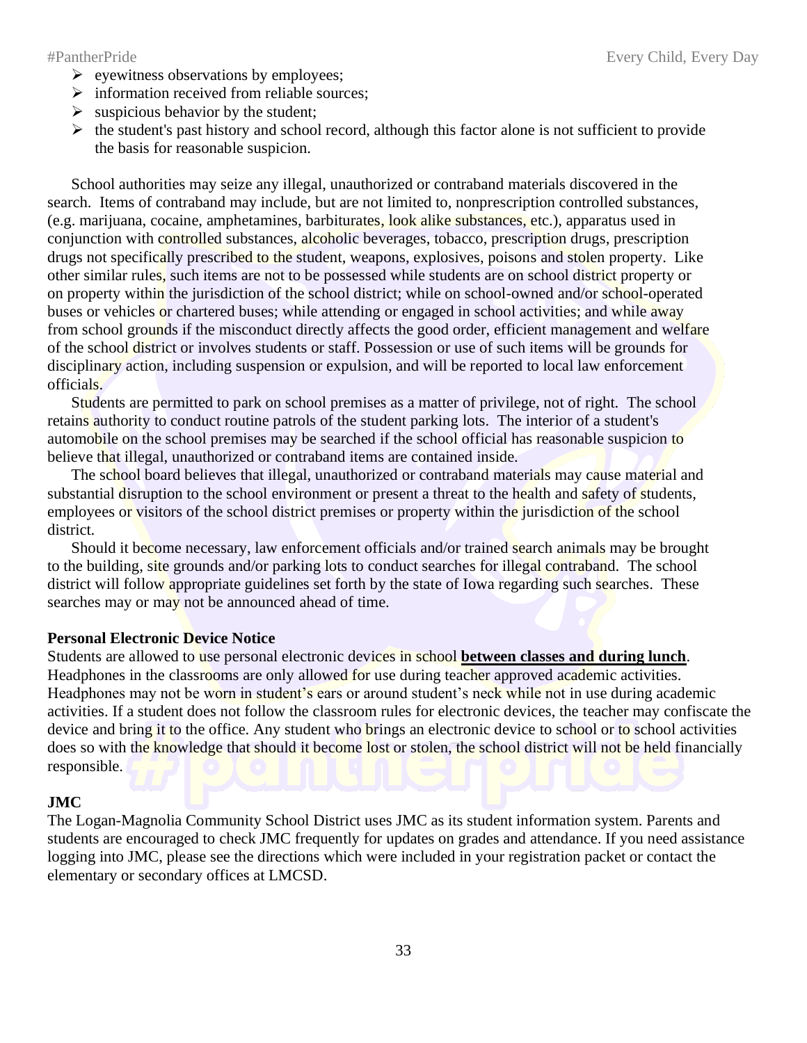- eyewitness observations by employees;
- information received from reliable sources;
- suspicious behavior by the student;
- the student's past history and school record, although this factor alone is not sufficient to provide the basis for reasonable suspicion.

School authorities may seize any illegal, unauthorized or contraband materials discovered in the search. Items of contraband may include, but are not limited to, nonprescription controlled substances, (e.g. marijuana, cocaine, amphetamines, barbiturates, look alike substances, etc.), apparatus used in conjunction with controlled substances, alcoholic beverages, tobacco, prescription drugs, prescription drugs not specifically prescribed to the student, weapons, explosives, poisons and stolen property. Like other similar rules, such items are not to be possessed while students are on school district property or on property within the jurisdiction of the school district; while on school-owned and/or school-operated buses or vehicles or chartered buses; while attending or engaged in school activities; and while away from school grounds if the misconduct directly affects the good order, efficient management and welfare of the school district or involves students or staff. Possession or use of such items will be grounds for disciplinary action, including suspension or expulsion, and will be reported to local law enforcement officials.

Students are permitted to park on school premises as a matter of privilege, not of right. The school retains authority to conduct routine patrols of the student parking lots. The interior of a student's automobile on the school premises may be searched if the school official has reasonable suspicion to believe that illegal, unauthorized or contraband items are contained inside.

The school board believes that illegal, unauthorized or contraband materials may cause material and substantial disruption to the school environment or present a threat to the health and safety of students, employees or visitors of the school district premises or property within the jurisdiction of the school district.

Should it become necessary, law enforcement officials and/or trained search animals may be brought to the building, site grounds and/or parking lots to conduct searches for illegal contraband. The school district will follow appropriate guidelines set forth by the state of Iowa regarding such searches. These searches may or may not be announced ahead of time.

**Personal Electronic Device Notice**

Students are allowed to use personal electronic devices in school **between classes and during lunch**. Headphones in the classrooms are only allowed for use during teacher approved academic activities. Headphones may not be worn in student's ears or around student's neck while not in use during academic activities. If a student does not follow the classroom rules for electronic devices, the teacher may confiscate the device and bring it to the office. Any student who brings an electronic device to school or to school activities does so with the knowledge that should it become lost or stolen, the school district will not be held financially responsible.

**JMC**

The Logan-Magnolia Community School District uses JMC as its student information system. Parents and students are encouraged to check JMC frequently for updates on grades and attendance. If you need assistance logging into JMC, please see the directions which were included in your registration packet or contact the elementary or secondary offices at LMCSD.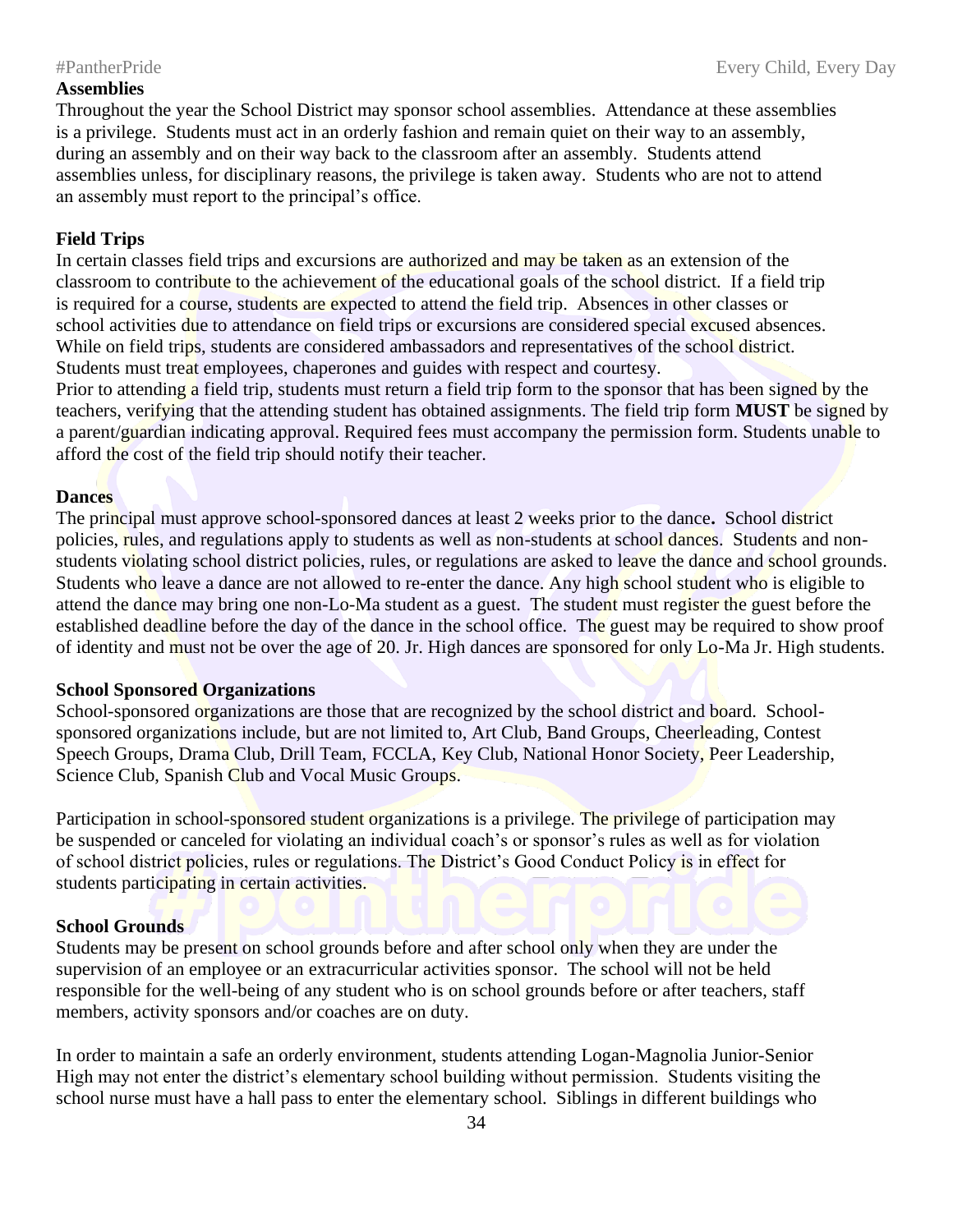## Assemblies

Throughout the year the School District may sponsor school assemblies. Attendance at these assemblies is a privilege. Students must act in an orderly fashion and remain quiet on their way to an assembly, during an assembly and on their way back to the classroom after an assembly. Students attend assemblies unless, for disciplinary reasons, the privilege is taken away. Students who are not to attend an assembly must report to the principal's office.

## Field Trips

In certain classes field trips and excursions are authorized and may be taken as an extension of the classroom to contribute to the achievement of the educational goals of the school district. If a field trip is required for a course, students are expected to attend the field trip. Absences in other classes or school activities due to attendance on field trips or excursions are considered special excused absences. While on field trips, students are considered ambassadors and representatives of the school district. Students must treat employees, chaperones and guides with respect and courtesy.

Prior to attending a field trip, students must return a field trip form to the sponsor that has been signed by the teachers, verifying that the attending student has obtained assignments. The field trip form **MUST** be signed by a parent/guardian indicating approval. Required fees must accompany the permission form. Students unable to afford the cost of the field trip should notify their teacher.

## Dances

The principal must approve school-sponsored dances at least 2 weeks prior to the dance**.** School district policies, rules, and regulations apply to students as well as non-students at school dances. Students and non-students violating school district policies, rules, or regulations are asked to leave the dance and school grounds. Students who leave a dance are not allowed to re-enter the dance. Any high school student who is eligible to attend the dance may bring one non-Lo-Ma student as a guest. The student must register the guest before the established deadline before the day of the dance in the school office. The guest may be required to show proof of identity and must not be over the age of 20. Jr. High dances are sponsored for only Lo-Ma Jr. High students.

## School Sponsored Organizations

School-sponsored organizations are those that are recognized by the school district and board. School-sponsored organizations include, but are not limited to, Art Club, Band Groups, Cheerleading, Contest Speech Groups, Drama Club, Drill Team, FCCLA, Key Club, National Honor Society, Peer Leadership, Science Club, Spanish Club and Vocal Music Groups.

Participation in school-sponsored student organizations is a privilege. The privilege of participation may be suspended or canceled for violating an individual coach's or sponsor's rules as well as for violation of school district policies, rules or regulations. The District's Good Conduct Policy is in effect for students participating in certain activities.

## School Grounds

Students may be present on school grounds before and after school only when they are under the supervision of an employee or an extracurricular activities sponsor. The school will not be held responsible for the well-being of any student who is on school grounds before or after teachers, staff members, activity sponsors and/or coaches are on duty.

In order to maintain a safe an orderly environment, students attending Logan-Magnolia Junior-Senior High may not enter the district's elementary school building without permission. Students visiting the school nurse must have a hall pass to enter the elementary school. Siblings in different buildings who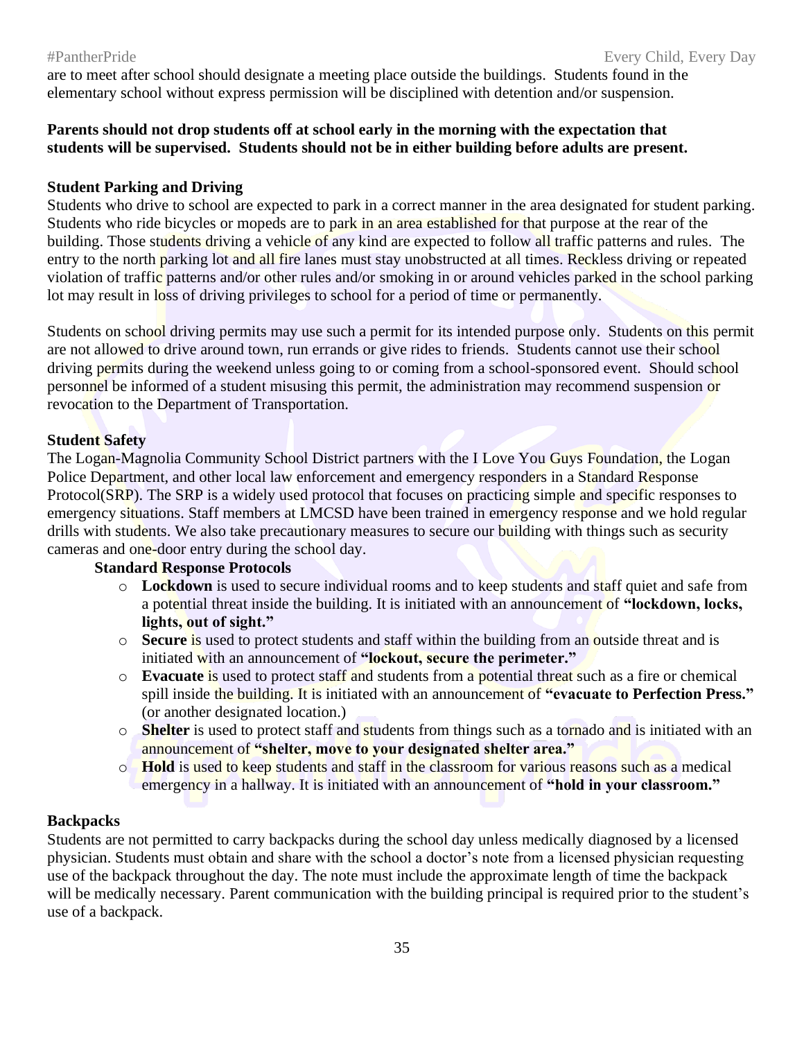are to meet after school should designate a meeting place outside the buildings. Students found in the elementary school without express permission will be disciplined with detention and/or suspension.

**Parents should not drop students off at school early in the morning with the expectation that students will be supervised. Students should not be in either building before adults are present.**

### Student Parking and Driving

Students who drive to school are expected to park in a correct manner in the area designated for student parking. Students who ride bicycles or mopeds are to park in an area established for that purpose at the rear of the building. Those students driving a vehicle of any kind are expected to follow all traffic patterns and rules. The entry to the north parking lot and all fire lanes must stay unobstructed at all times. Reckless driving or repeated violation of traffic patterns and/or other rules and/or smoking in or around vehicles parked in the school parking lot may result in loss of driving privileges to school for a period of time or permanently.

Students on school driving permits may use such a permit for its intended purpose only. Students on this permit are not allowed to drive around town, run errands or give rides to friends. Students cannot use their school driving permits during the weekend unless going to or coming from a school-sponsored event. Should school personnel be informed of a student misusing this permit, the administration may recommend suspension or revocation to the Department of Transportation.

### Student Safety

The Logan-Magnolia Community School District partners with the I Love You Guys Foundation, the Logan Police Department, and other local law enforcement and emergency responders in a Standard Response Protocol(SRP). The SRP is a widely used protocol that focuses on practicing simple and specific responses to emergency situations. Staff members at LMCSD have been trained in emergency response and we hold regular drills with students. We also take precautionary measures to secure our building with things such as security cameras and one-door entry during the school day.

**Standard Response Protocols**

- **Lockdown** is used to secure individual rooms and to keep students and staff quiet and safe from a potential threat inside the building. It is initiated with an announcement of **"lockdown, locks, lights, out of sight."**
- **Secure** is used to protect students and staff within the building from an outside threat and is initiated with an announcement of **"lockout, secure the perimeter."**
- **Evacuate** is used to protect staff and students from a potential threat such as a fire or chemical spill inside the building. It is initiated with an announcement of **"evacuate to Perfection Press."** (or another designated location.)
- **Shelter** is used to protect staff and students from things such as a tornado and is initiated with an announcement of **"shelter, move to your designated shelter area."**
- **Hold** is used to keep students and staff in the classroom for various reasons such as a medical emergency in a hallway. It is initiated with an announcement of **"hold in your classroom."**

### Backpacks

Students are not permitted to carry backpacks during the school day unless medically diagnosed by a licensed physician. Students must obtain and share with the school a doctor's note from a licensed physician requesting use of the backpack throughout the day. The note must include the approximate length of time the backpack will be medically necessary. Parent communication with the building principal is required prior to the student's use of a backpack.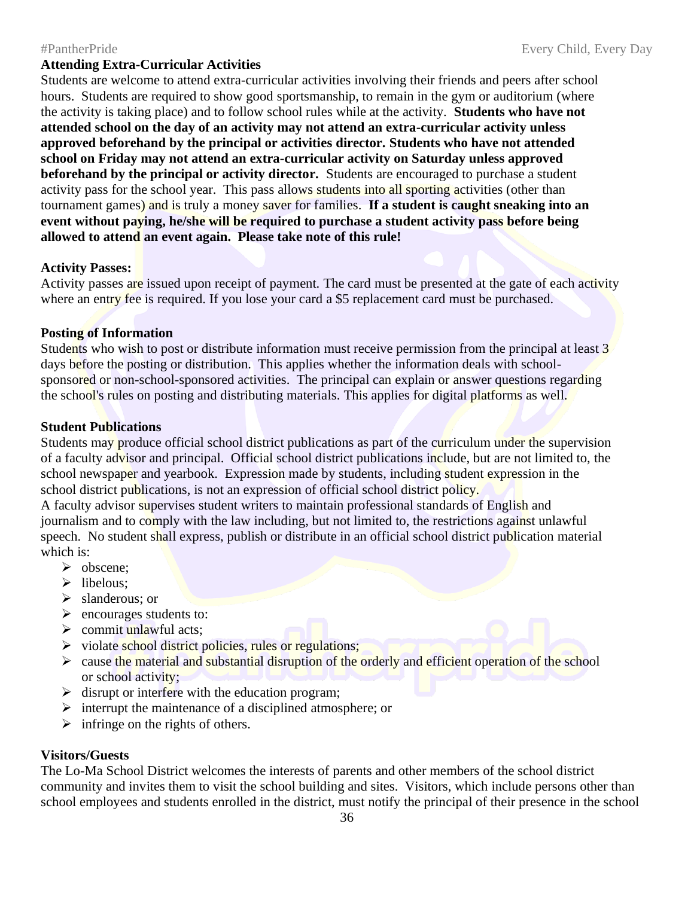**Attending Extra-Curricular Activities**

Students are welcome to attend extra-curricular activities involving their friends and peers after school hours. Students are required to show good sportsmanship, to remain in the gym or auditorium (where the activity is taking place) and to follow school rules while at the activity. **Students who have not attended school on the day of an activity may not attend an extra-curricular activity unless approved beforehand by the principal or activities director. Students who have not attended school on Friday may not attend an extra-curricular activity on Saturday unless approved beforehand by the principal or activity director.** Students are encouraged to purchase a student activity pass for the school year. This pass allows students into all sporting activities (other than tournament games) and is truly a money saver for families. **If a student is caught sneaking into an event without paying, he/she will be required to purchase a student activity pass before being allowed to attend an event again. Please take note of this rule!**

**Activity Passes:**

Activity passes are issued upon receipt of payment. The card must be presented at the gate of each activity where an entry fee is required. If you lose your card a $5 replacement card must be purchased.

**Posting of Information**

Students who wish to post or distribute information must receive permission from the principal at least 3 days before the posting or distribution. This applies whether the information deals with school-sponsored or non-school-sponsored activities. The principal can explain or answer questions regarding the school's rules on posting and distributing materials. This applies for digital platforms as well.

**Student Publications**

Students may produce official school district publications as part of the curriculum under the supervision of a faculty advisor and principal. Official school district publications include, but are not limited to, the school newspaper and yearbook. Expression made by students, including student expression in the school district publications, is not an expression of official school district policy.

A faculty advisor supervises student writers to maintain professional standards of English and journalism and to comply with the law including, but not limited to, the restrictions against unlawful speech. No student shall express, publish or distribute in an official school district publication material which is:

- obscene;
- libelous;
- slanderous; or
- encourages students to:
- commit unlawful acts;
- violate school district policies, rules or regulations;
- cause the material and substantial disruption of the orderly and efficient operation of the school or school activity;
- disrupt or interfere with the education program;
- interrupt the maintenance of a disciplined atmosphere; or
- infringe on the rights of others.

**Visitors/Guests**

The Lo-Ma School District welcomes the interests of parents and other members of the school district community and invites them to visit the school building and sites. Visitors, which include persons other than school employees and students enrolled in the district, must notify the principal of their presence in the school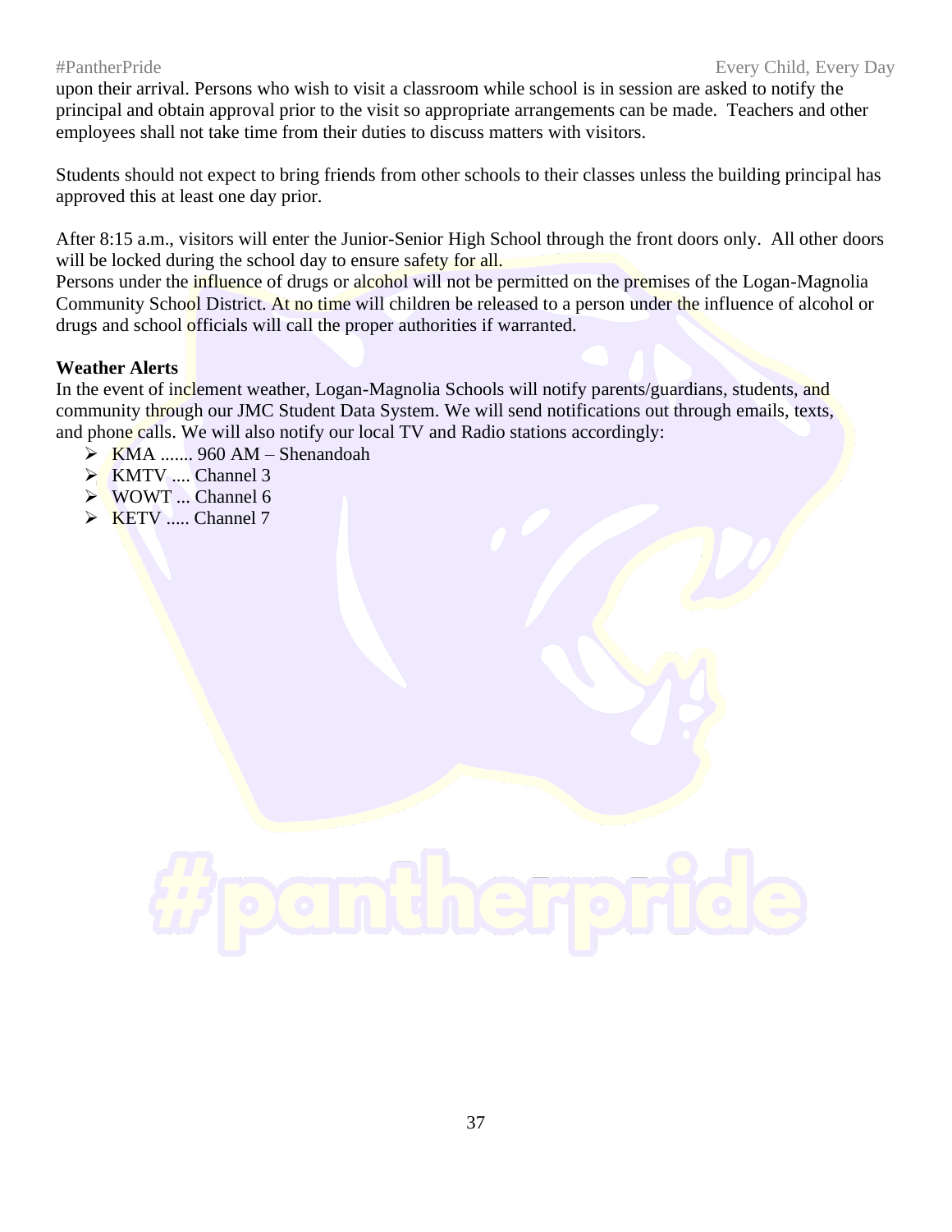upon their arrival. Persons who wish to visit a classroom while school is in session are asked to notify the principal and obtain approval prior to the visit so appropriate arrangements can be made. Teachers and other employees shall not take time from their duties to discuss matters with visitors.

Students should not expect to bring friends from other schools to their classes unless the building principal has approved this at least one day prior.

After 8:15 a.m., visitors will enter the Junior-Senior High School through the front doors only. All other doors will be locked during the school day to ensure safety for all.
Persons under the influence of drugs or alcohol will not be permitted on the premises of the Logan-Magnolia Community School District. At no time will children be released to a person under the influence of alcohol or drugs and school officials will call the proper authorities if warranted.

**Weather Alerts**
In the event of inclement weather, Logan-Magnolia Schools will notify parents/guardians, students, and community through our JMC Student Data System. We will send notifications out through emails, texts, and phone calls. We will also notify our local TV and Radio stations accordingly:

- KMA ....... 960 AM – Shenandoah
- KMTV .... Channel 3
- WOWT ... Channel 6
- KETV ..... Channel 7